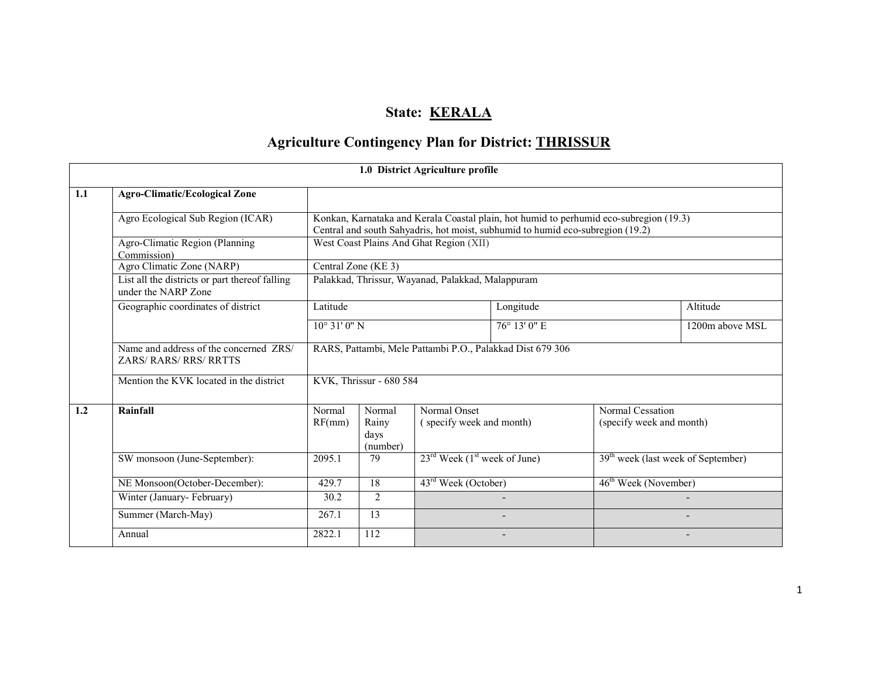# State: KERALA

## Agriculture Contingency Plan for District: THRISSUR

| 1.0 District Agriculture profile | | | | | | |
|---|---|---|---|---|---|---|
| **1.1** | **Agro-Climatic/Ecological Zone** | | | | | |
| | Agro Ecological Sub Region (ICAR) | Konkan, Karnataka and Kerala Coastal plain, hot humid to perhumid eco-subregion (19.3)<br>Central and south Sahyadris, hot moist, subhumid to humid eco-subregion (19.2) | | | | |
| | Agro-Climatic Region (Planning Commission) | West Coast Plains And Ghat Region (XII) | | | | |
| | Agro Climatic Zone (NARP) | Central Zone (KE 3) | | | | |
| | List all the districts or part thereof falling under the NARP Zone | Palakkad, Thrissur, Wayanad, Palakkad, Malappuram | | | | |
| | Geographic coordinates of district | Latitude | | | Longitude | Altitude |
| | | 10° 31' 0" N | | | 76° 13' 0" E | 1200m above MSL |
| | Name and address of the concerned ZRS/ ZARS/ RARS/ RRS/ RRTTS | RARS, Pattambi, Mele Pattambi P.O., Palakkad Dist 679 306 | | | | |
| | Mention the KVK located in the district | KVK, Thrissur - 680 584 | | | | |
| **1.2** | **Rainfall** | Normal RF(mm) | Normal Rainy days (number) | Normal Onset ( specify week and month) | Normal Cessation (specify week and month) | |
| | SW monsoon (June-September): | 2095.1 | 79 | 23rd Week (1st week of June) | 39th week (last week of September) | |
| | NE Monsoon(October-December): | 429.7 | 18 | 43rd Week (October) | 46th Week (November) | |
| | Winter (January- February) | 30.2 | 2 | - | - | |
| | Summer (March-May) | 267.1 | 13 | - | - | |
| | Annual | 2822.1 | 112 | - | - | |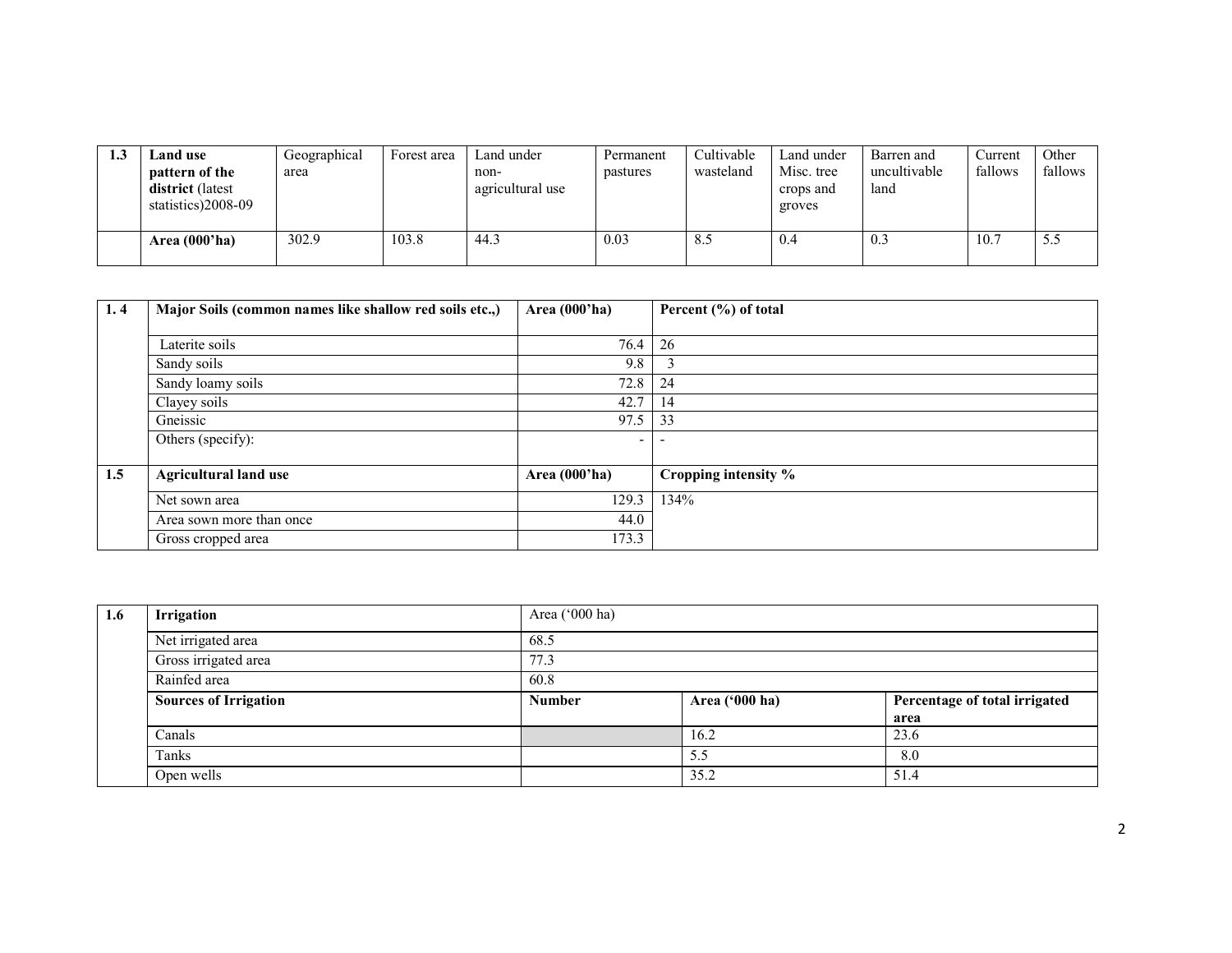| 1.3 | Land use pattern of the district (latest statistics)2008-09 | Geographical area | Forest area | Land under non-agricultural use | Permanent pastures | Cultivable wasteland | Land under Misc. tree crops and groves | Barren and uncultivable land | Current fallows | Other fallows |
|---|---|---|---|---|---|---|---|---|---|---|
| | **Area (000'ha)** | 302.9 | 103.8 | 44.3 | 0.03 | 8.5 | 0.4 | 0.3 | 10.7 | 5.5 |

| 1. 4 | Major Soils (common names like shallow red soils etc.,) | Area (000'ha) | Percent (%) of total |
|---|---|---|---|
| | Laterite soils | 76.4 | 26 |
| | Sandy soils | 9.8 | 3 |
| | Sandy loamy soils | 72.8 | 24 |
| | Clayey soils | 42.7 | 14 |
| | Gneissic | 97.5 | 33 |
| | Others (specify): | - | - |
| **1.5** | **Agricultural land use** | **Area (000'ha)** | **Cropping intensity %** |
| | Net sown area | 129.3 | 134% |
| | Area sown more than once | 44.0 | |
| | Gross cropped area | 173.3 | |

| 1.6 | Irrigation | Area ('000 ha) | | |
|---|---|---|---|---|
| | Net irrigated area | 68.5 | | |
| | Gross irrigated area | 77.3 | | |
| | Rainfed area | 60.8 | | |
| | **Sources of Irrigation** | **Number** | **Area ('000 ha)** | **Percentage of total irrigated area** |
| | Canals | | 16.2 | 23.6 |
| | Tanks | | 5.5 | 8.0 |
| | Open wells | | 35.2 | 51.4 |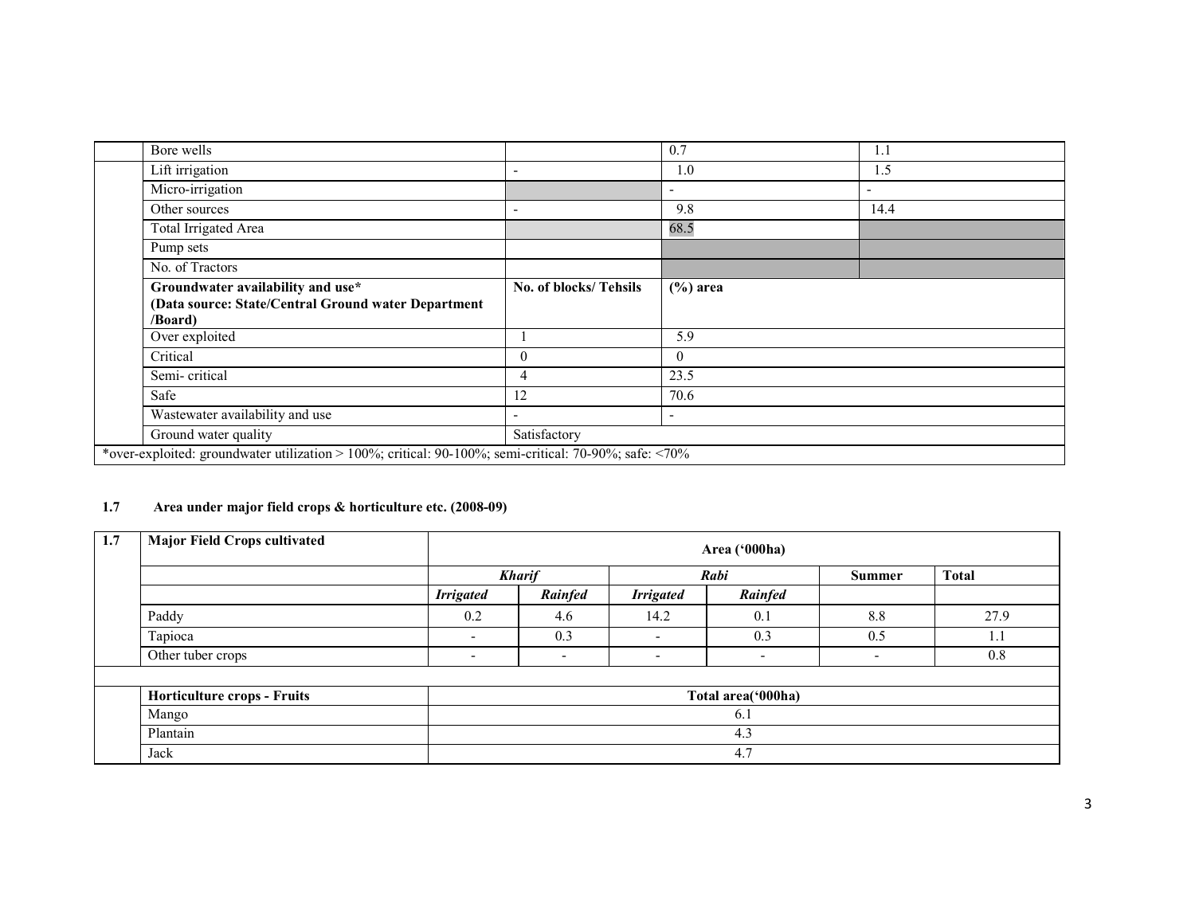| | Bore wells | | 0.7 | 1.1 |
|---|---|---|---|---|
| | Lift irrigation | - | 1.0 | 1.5 |
| | Micro-irrigation | | - | - |
| | Other sources | - | 9.8 | 14.4 |
| | Total Irrigated Area | | 68.5 | |
| | Pump sets | | | |
| | No. of Tractors | | | |
| | **Groundwater availability and use*** **(Data source: State/Central Ground water Department /Board)** | **No. of blocks/ Tehsils** | **(%) area** | |
| | Over exploited | 1 | 5.9 | |
| | Critical | 0 | 0 | |
| | Semi- critical | 4 | 23.5 | |
| | Safe | 12 | 70.6 | |
| | Wastewater availability and use | - | - | |
| | Ground water quality | Satisfactory | | |

*over-exploited: groundwater utilization > 100%; critical: 90-100%; semi-critical: 70-90%; safe: <70%

**1.7 Area under major field crops & horticulture etc. (2008-09)**

| 1.7 | Major Field Crops cultivated | Area ('000ha) | | | | | |
|---|---|---|---|---|---|---|---|
| | | *Kharif* | | *Rabi* | | Summer | Total |
| | | *Irrigated* | *Rainfed* | *Irrigated* | *Rainfed* | | |
| | Paddy | 0.2 | 4.6 | 14.2 | 0.1 | 8.8 | 27.9 |
| | Tapioca | - | 0.3 | - | 0.3 | 0.5 | 1.1 |
| | Other tuber crops | - | - | - | - | - | 0.8 |
| | | | | | | | |
| | **Horticulture crops - Fruits** | **Total area('000ha)** | | | | | |
| | Mango | 6.1 | | | | | |
| | Plantain | 4.3 | | | | | |
| | Jack | 4.7 | | | | | |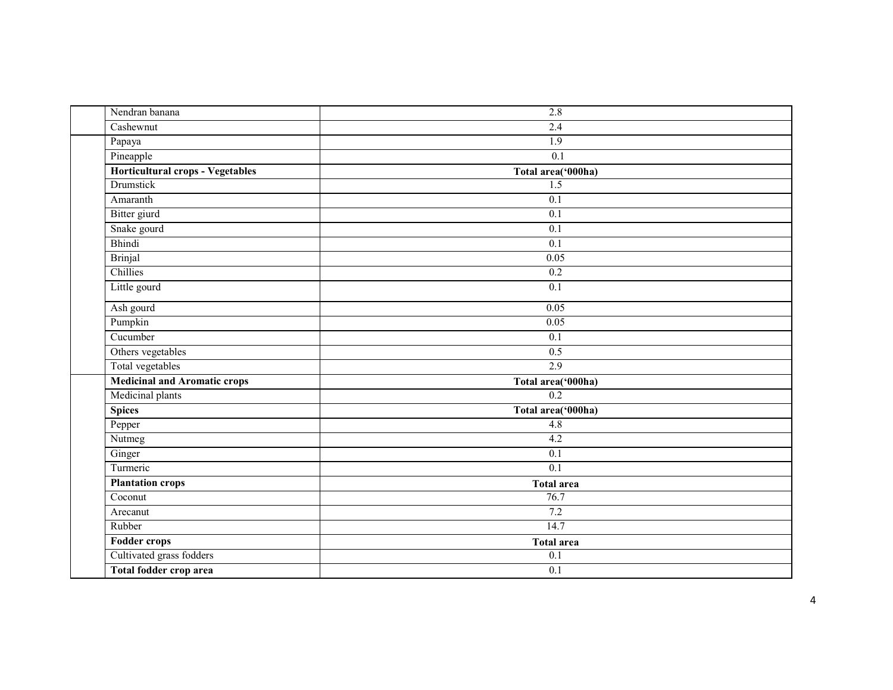| | | |
|---|---|---|
| | Nendran banana | 2.8 |
| | Cashewnut | 2.4 |
| | Papaya | 1.9 |
| | Pineapple | 0.1 |
| | **Horticultural crops - Vegetables** | **Total area('000ha)** |
| | Drumstick | 1.5 |
| | Amaranth | 0.1 |
| | Bitter giurd | 0.1 |
| | Snake gourd | 0.1 |
| | Bhindi | 0.1 |
| | Brinjal | 0.05 |
| | Chillies | 0.2 |
| | Little gourd | 0.1 |
| | Ash gourd | 0.05 |
| | Pumpkin | 0.05 |
| | Cucumber | 0.1 |
| | Others vegetables | 0.5 |
| | Total vegetables | 2.9 |
| | **Medicinal and Aromatic crops** | **Total area('000ha)** |
| | Medicinal plants | 0.2 |
| | **Spices** | **Total area('000ha)** |
| | Pepper | 4.8 |
| | Nutmeg | 4.2 |
| | Ginger | 0.1 |
| | Turmeric | 0.1 |
| | **Plantation crops** | **Total area** |
| | Coconut | 76.7 |
| | Arecanut | 7.2 |
| | Rubber | 14.7 |
| | **Fodder crops** | **Total area** |
| | Cultivated grass fodders | 0.1 |
| | **Total fodder crop area** | 0.1 |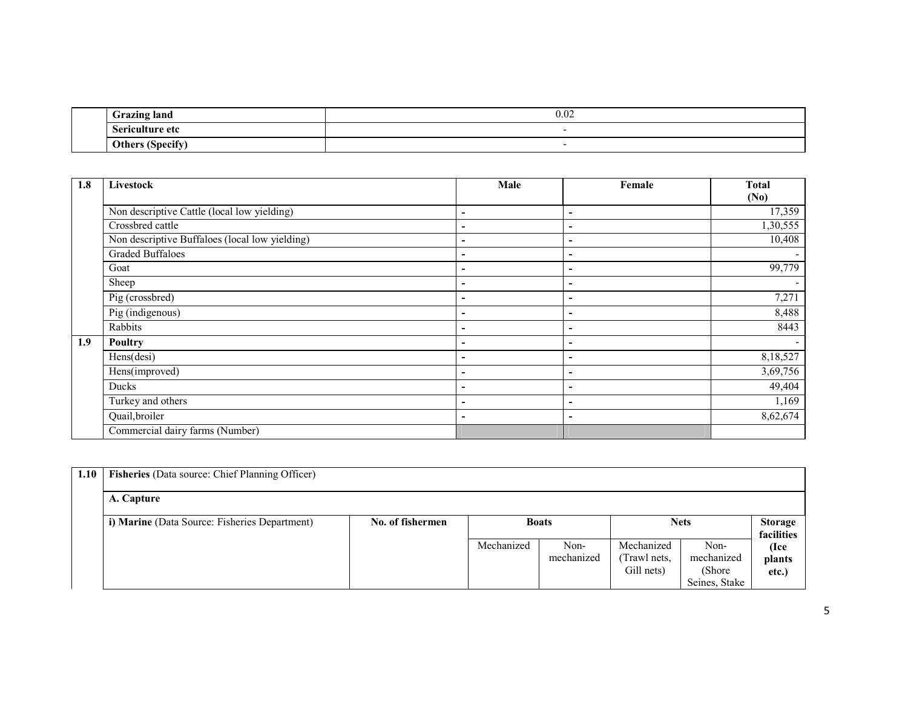| | | |
|---|---|---|
| | **Grazing land** | 0.02 |
| | **Sericulture etc** | - |
| | **Others (Specify)** | - |

| 1.8 | Livestock | Male | Female | Total (No) |
|---|---|---|---|---|
| | Non descriptive Cattle (local low yielding) | - | - | 17,359 |
| | Crossbred cattle | - | - | 1,30,555 |
| | Non descriptive Buffaloes (local low yielding) | - | - | 10,408 |
| | Graded Buffaloes | - | - | - |
| | Goat | - | - | 99,779 |
| | Sheep | - | - | - |
| | Pig (crossbred) | - | - | 7,271 |
| | Pig (indigenous) | - | - | 8,488 |
| | Rabbits | - | - | 8443 |
| **1.9** | **Poultry** | - | - | - |
| | Hens(desi) | - | - | 8,18,527 |
| | Hens(improved) | - | - | 3,69,756 |
| | Ducks | - | - | 49,404 |
| | Turkey and others | - | - | 1,169 |
| | Quail,broiler | - | - | 8,62,674 |
| | Commercial dairy farms (Number) | | | |

| 1.10 | **Fisheries** (Data source: Chief Planning Officer) | | | | | | |
|---|---|---|---|---|---|---|---|
| | **A. Capture** | | | | | | |
| | **i) Marine** (Data Source: Fisheries Department) | **No. of fishermen** | **Boats** | | **Nets** | | **Storage facilities (Ice plants etc.)** |
| | | | Mechanized | Non-mechanized | Mechanized (Trawl nets, Gill nets) | Non-mechanized (Shore Seines, Stake | |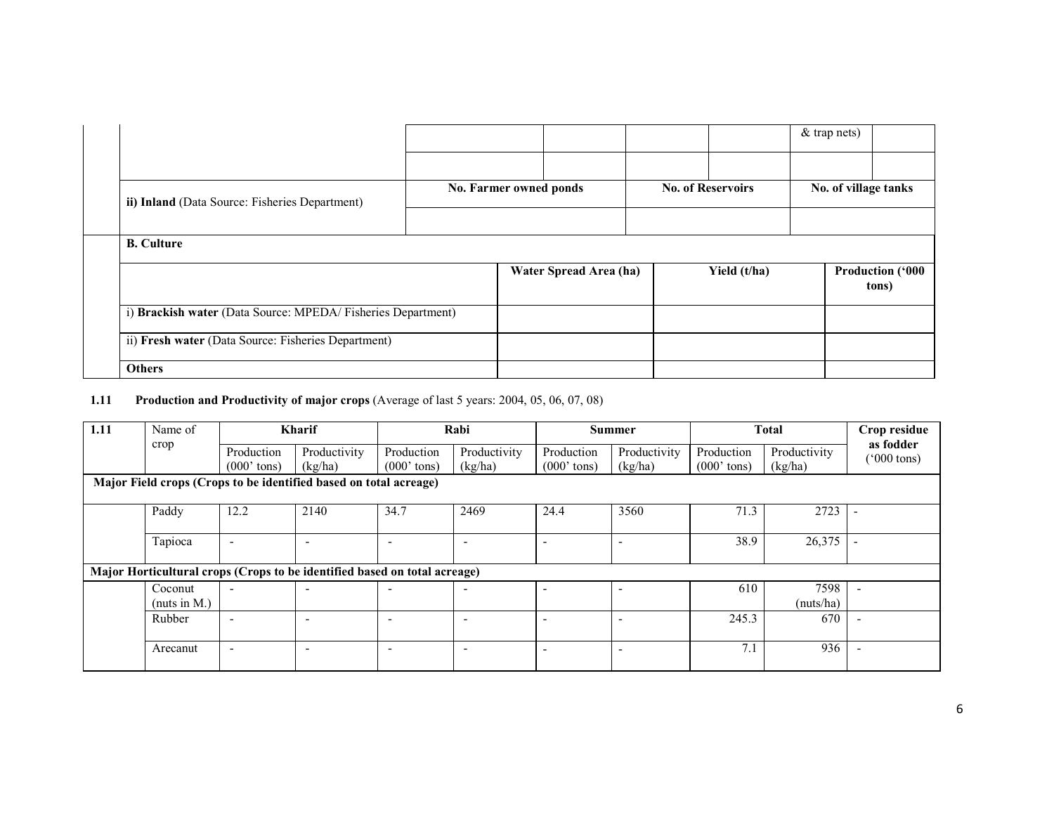| | | | | | | |
|---|---|---|---|---|---|---|
| | | | | | & trap nets) | |
| | | | | | | |
| ii) **Inland** (Data Source: Fisheries Department) | **No. Farmer owned ponds** | | **No. of Reservoirs** | | **No. of village tanks** | |
| | | | | | | |

| **B. Culture** | | | |
|---|---|---|---|
| | **Water Spread Area (ha)** | **Yield (t/ha)** | **Production ('000 tons)** |
| i) **Brackish water** (Data Source: MPEDA/ Fisheries Department) | | | |
| ii) **Fresh water** (Data Source: Fisheries Department) | | | |
| **Others** | | | |

**1.11 Production and Productivity of major crops** (Average of last 5 years: 2004, 05, 06, 07, 08)

| 1.11 | Name of crop | Kharif | | Rabi | | Summer | | Total | | Crop residue as fodder ('000 tons) |
|---|---|---|---|---|---|---|---|---|---|---|
| | | Production (000' tons) | Productivity (kg/ha) | Production (000' tons) | Productivity (kg/ha) | Production (000' tons) | Productivity (kg/ha) | Production (000' tons) | Productivity (kg/ha) | |
| **Major Field crops (Crops to be identified based on total acreage)** | | | | | | | | | | |
| | Paddy | 12.2 | 2140 | 34.7 | 2469 | 24.4 | 3560 | 71.3 | 2723 | - |
| | Tapioca | - | - | - | - | - | - | 38.9 | 26,375 | - |
| **Major Horticultural crops (Crops to be identified based on total acreage)** | | | | | | | | | | |
| | Coconut (nuts in M.) | - | - | - | - | - | - | 610 | 7598 (nuts/ha) | - |
| | Rubber | - | - | - | - | - | - | 245.3 | 670 | - |
| | Arecanut | - | - | - | - | - | - | 7.1 | 936 | - |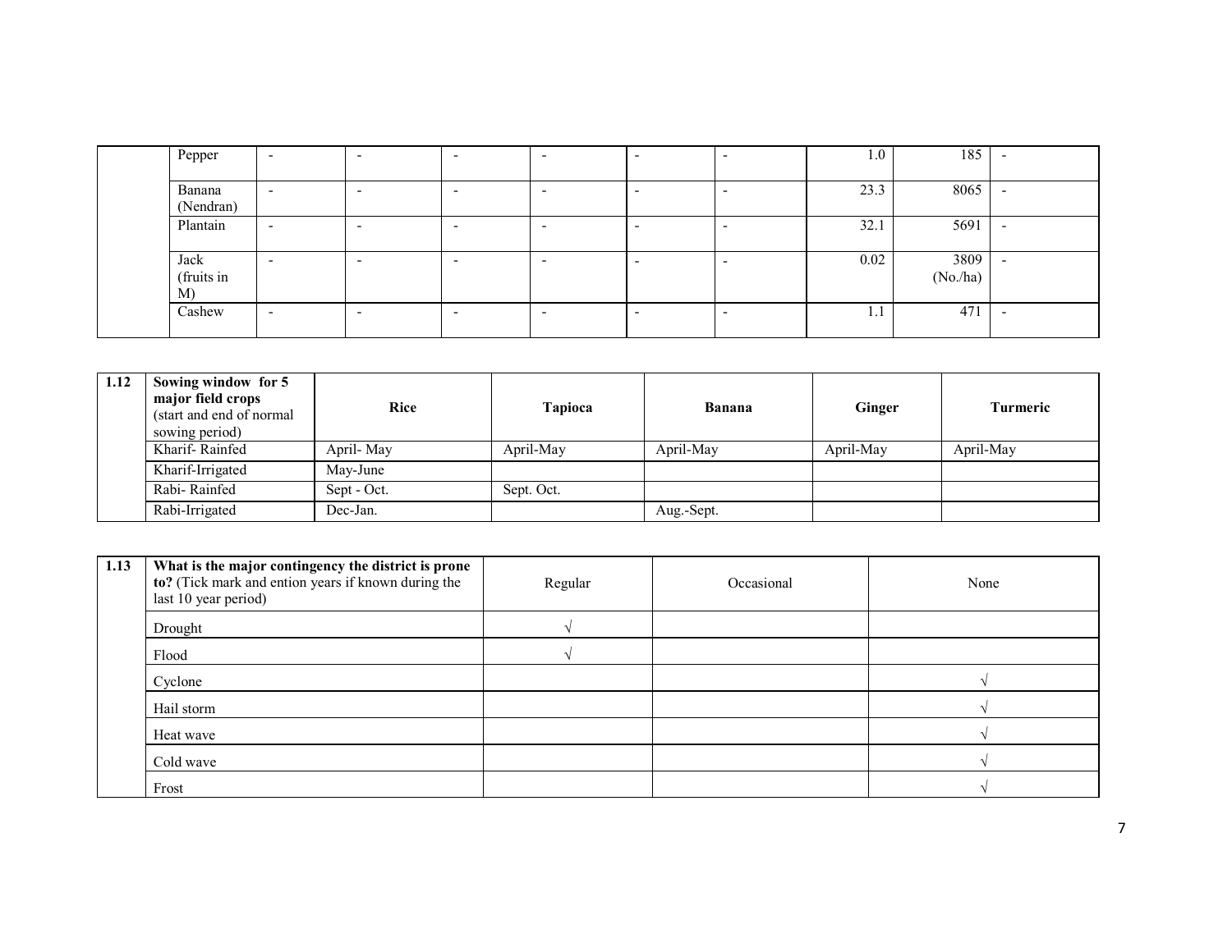|  | Pepper | - | - | - | - | - | - | 1.0 | 185 | - |
|---|---|---|---|---|---|---|---|---|---|---|
|  | Banana (Nendran) | - | - | - | - | - | - | 23.3 | 8065 | - |
|  | Plantain | - | - | - | - | - | - | 32.1 | 5691 | - |
|  | Jack (fruits in M) | - | - | - | - | - | - | 0.02 | 3809 (No./ha) | - |
|  | Cashew | - | - | - | - | - | - | 1.1 | 471 | - |

| 1.12 | **Sowing window for 5 major field crops** (start and end of normal sowing period) | **Rice** | **Tapioca** | **Banana** | **Ginger** | **Turmeric** |
|---|---|---|---|---|---|---|
|  | Kharif- Rainfed | April- May | April-May | April-May | April-May | April-May |
|  | Kharif-Irrigated | May-June |  |  |  |  |
|  | Rabi- Rainfed | Sept - Oct. | Sept. Oct. |  |  |  |
|  | Rabi-Irrigated | Dec-Jan. |  | Aug.-Sept. |  |  |

| 1.13 | **What is the major contingency the district is prone to?** (Tick mark and ention years if known during the last 10 year period) | Regular | Occasional | None |
|---|---|---|---|---|
|  | Drought | √ |  |  |
|  | Flood | √ |  |  |
|  | Cyclone |  |  | √ |
|  | Hail storm |  |  | √ |
|  | Heat wave |  |  | √ |
|  | Cold wave |  |  | √ |
|  | Frost |  |  | √ |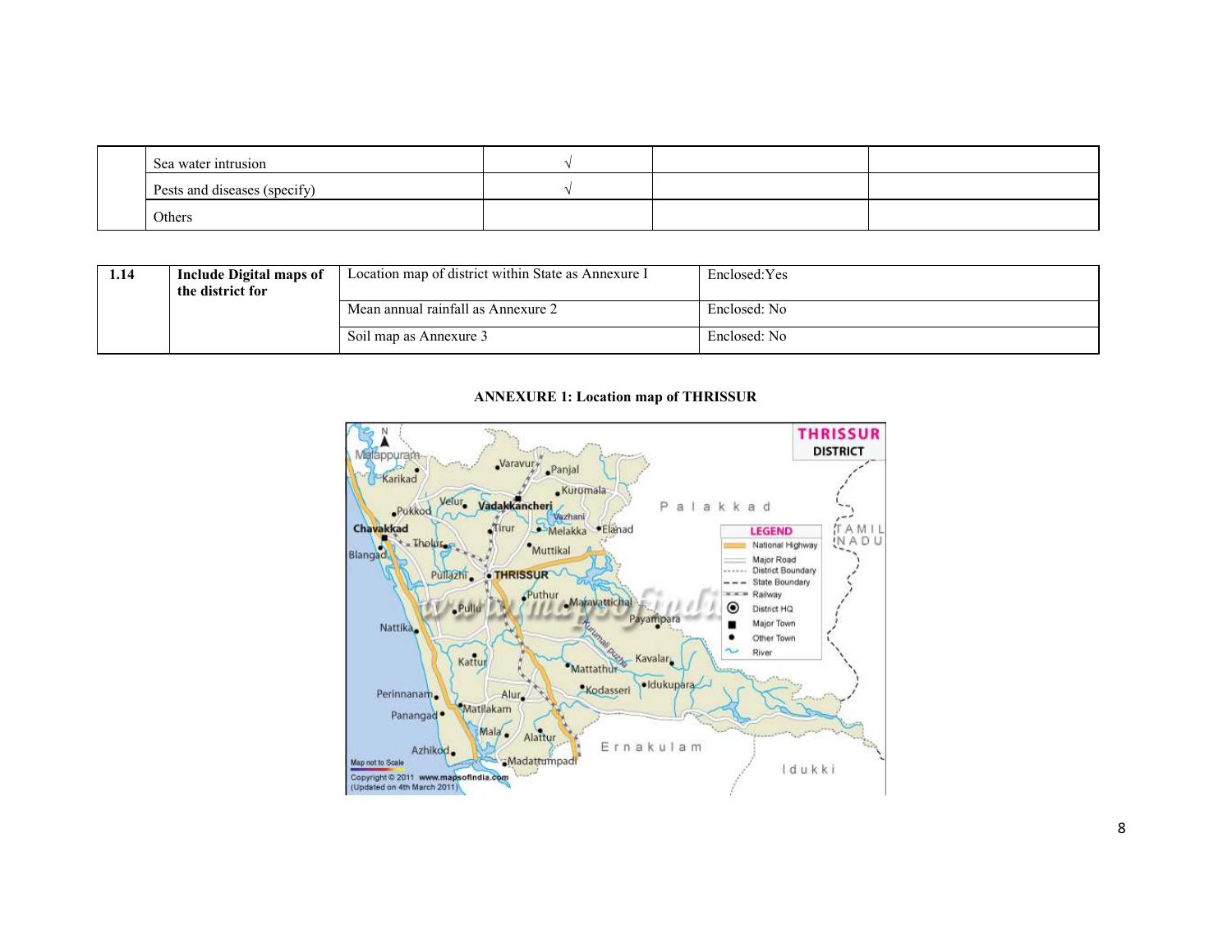| | | | | |
|---|---|---|---|---|
| | Sea water intrusion | √ | | |
| | Pests and diseases (specify) | √ | | |
| | Others | | | |

| | | | |
|---|---|---|---|
| **1.14** | **Include Digital maps of the district for** | Location map of district within State as Annexure I | Enclosed:Yes |
| | | Mean annual rainfall as Annexure 2 | Enclosed: No |
| | | Soil map as Annexure 3 | Enclosed: No |

**ANNEXURE 1: Location map of THRISSUR**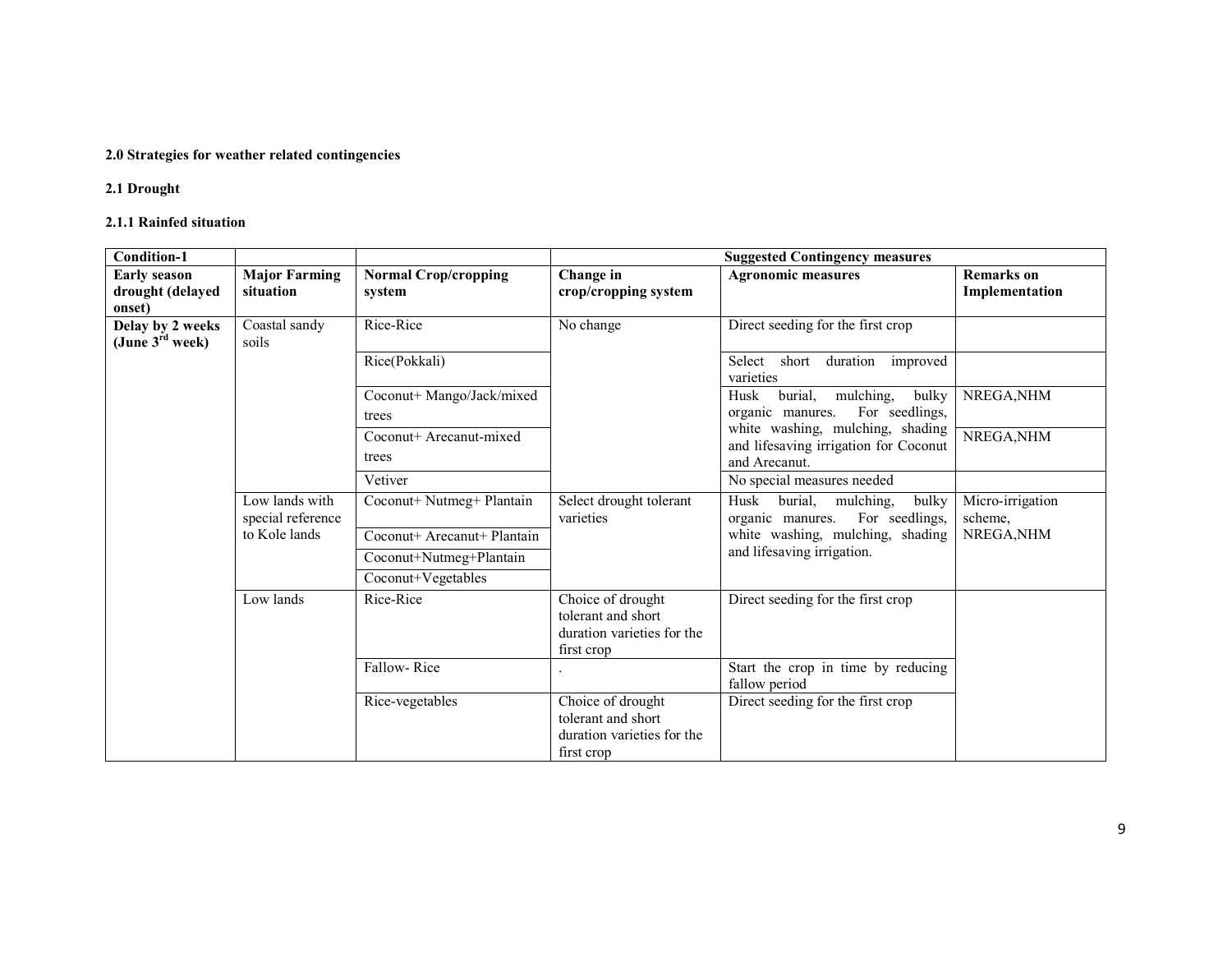### 2.0 Strategies for weather related contingencies

#### 2.1 Drought

##### 2.1.1 Rainfed situation

| Condition-1 | | | Suggested Contingency measures | | |
|---|---|---|---|---|---|
| **Early season drought (delayed onset)** | **Major Farming situation** | **Normal Crop/cropping system** | **Change in crop/cropping system** | **Agronomic measures** | **Remarks on Implementation** |
| **Delay by 2 weeks (June 3rd week)** | Coastal sandy soils | Rice-Rice | No change | Direct seeding for the first crop | |
| | | Rice(Pokkali) | | Select short duration improved varieties | |
| | | Coconut+ Mango/Jack/mixed trees | | Husk burial, mulching, bulky organic manures. For seedlings, white washing, mulching, shading and lifesaving irrigation for Coconut and Arecanut. | NREGA,NHM |
| | | Coconut+ Arecanut-mixed trees | | | NREGA,NHM |
| | | Vetiver | | No special measures needed | |
| | Low lands with special reference to Kole lands | Coconut+ Nutmeg+ Plantain | Select drought tolerant varieties | Husk burial, mulching, bulky organic manures. For seedlings, white washing, mulching, shading and lifesaving irrigation. | Micro-irrigation scheme, NREGA,NHM |
| | | Coconut+ Arecanut+ Plantain | | | |
| | | Coconut+Nutmeg+Plantain | | | |
| | | Coconut+Vegetables | | | |
| | Low lands | Rice-Rice | Choice of drought tolerant and short duration varieties for the first crop | Direct seeding for the first crop | |
| | | Fallow- Rice | . | Start the crop in time by reducing fallow period | |
| | | Rice-vegetables | Choice of drought tolerant and short duration varieties for the first crop | Direct seeding for the first crop | |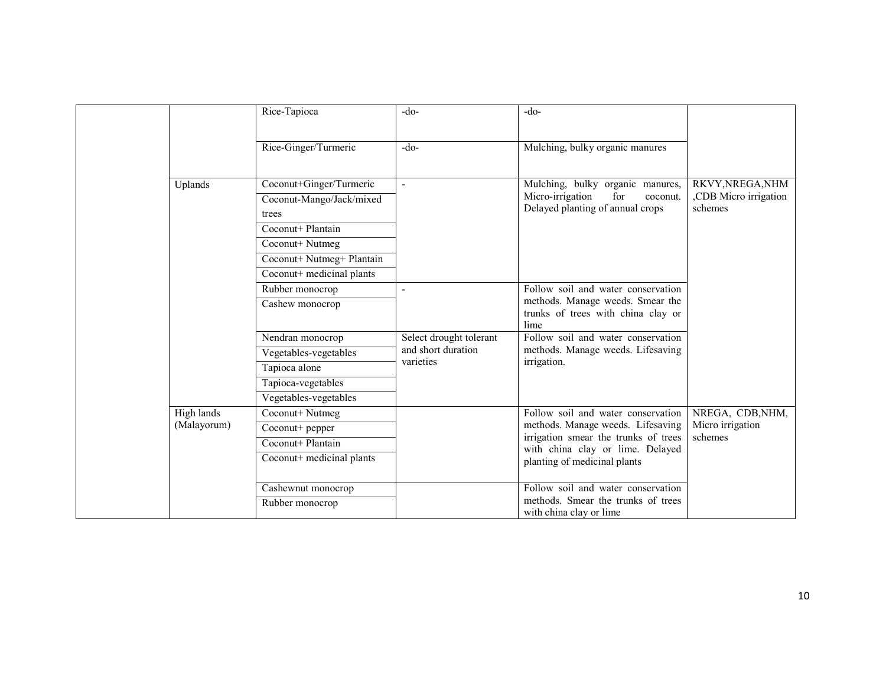| | | | | | |
|---|---|---|---|---|---|
| | | Rice-Tapioca | -do- | -do- | |
| | | Rice-Ginger/Turmeric | -do- | Mulching, bulky organic manures | |
| | Uplands | Coconut+Ginger/Turmeric | - | Mulching, bulky organic manures, Micro-irrigation for coconut. Delayed planting of annual crops | RKVY,NREGA,NHM ,CDB Micro irrigation schemes |
| | | Coconut-Mango/Jack/mixed trees | | | |
| | | Coconut+ Plantain | | | |
| | | Coconut+ Nutmeg | | | |
| | | Coconut+ Nutmeg+ Plantain | | | |
| | | Coconut+ medicinal plants | | | |
| | | Rubber monocrop | - | Follow soil and water conservation methods. Manage weeds. Smear the trunks of trees with china clay or lime | |
| | | Cashew monocrop | | | |
| | | Nendran monocrop | Select drought tolerant and short duration varieties | Follow soil and water conservation methods. Manage weeds. Lifesaving irrigation. | |
| | | Vegetables-vegetables | | | |
| | | Tapioca alone | | | |
| | | Tapioca-vegetables | | | |
| | | Vegetables-vegetables | | | |
| | High lands (Malayorum) | Coconut+ Nutmeg | | Follow soil and water conservation methods. Manage weeds. Lifesaving irrigation smear the trunks of trees with china clay or lime. Delayed planting of medicinal plants | NREGA, CDB,NHM, Micro irrigation schemes |
| | | Coconut+ pepper | | | |
| | | Coconut+ Plantain | | | |
| | | Coconut+ medicinal plants | | | |
| | | Cashewnut monocrop | | Follow soil and water conservation methods. Smear the trunks of trees with china clay or lime | |
| | | Rubber monocrop | | | |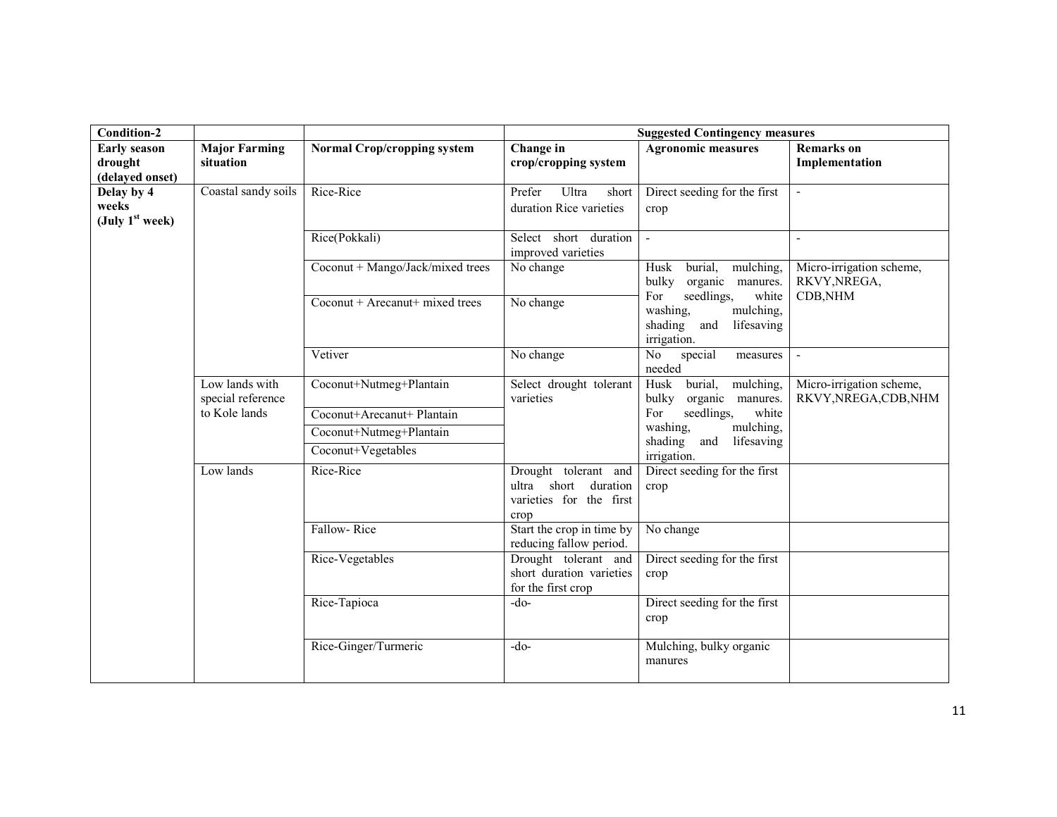| Condition-2 | | | Suggested Contingency measures | | |
|---|---|---|---|---|---|
| **Early season drought (delayed onset)** | **Major Farming situation** | **Normal Crop/cropping system** | **Change in crop/cropping system** | **Agronomic measures** | **Remarks on Implementation** |
| **Delay by 4 weeks (July 1st week)** | Coastal sandy soils | Rice-Rice | Prefer Ultra short duration Rice varieties | Direct seeding for the first crop | - |
| | | Rice(Pokkali) | Select short duration improved varieties | - | - |
| | | Coconut + Mango/Jack/mixed trees | No change | Husk burial, mulching, bulky organic manures. For seedlings, white washing, mulching, shading and lifesaving irrigation. | Micro-irrigation scheme, RKVY,NREGA, CDB,NHM |
| | | Coconut + Arecanut+ mixed trees | No change | | |
| | | Vetiver | No change | No special measures needed | - |
| | Low lands with special reference to Kole lands | Coconut+Nutmeg+Plantain | Select drought tolerant varieties | Husk burial, mulching, bulky organic manures. For seedlings, white washing, mulching, shading and lifesaving irrigation. | Micro-irrigation scheme, RKVY,NREGA,CDB,NHM |
| | | Coconut+Arecanut+ Plantain | | | |
| | | Coconut+Nutmeg+Plantain | | | |
| | | Coconut+Vegetables | | | |
| | Low lands | Rice-Rice | Drought tolerant and ultra short duration varieties for the first crop | Direct seeding for the first crop | |
| | | Fallow- Rice | Start the crop in time by reducing fallow period. | No change | |
| | | Rice-Vegetables | Drought tolerant and short duration varieties for the first crop | Direct seeding for the first crop | |
| | | Rice-Tapioca | -do- | Direct seeding for the first crop | |
| | | Rice-Ginger/Turmeric | -do- | Mulching, bulky organic manures | |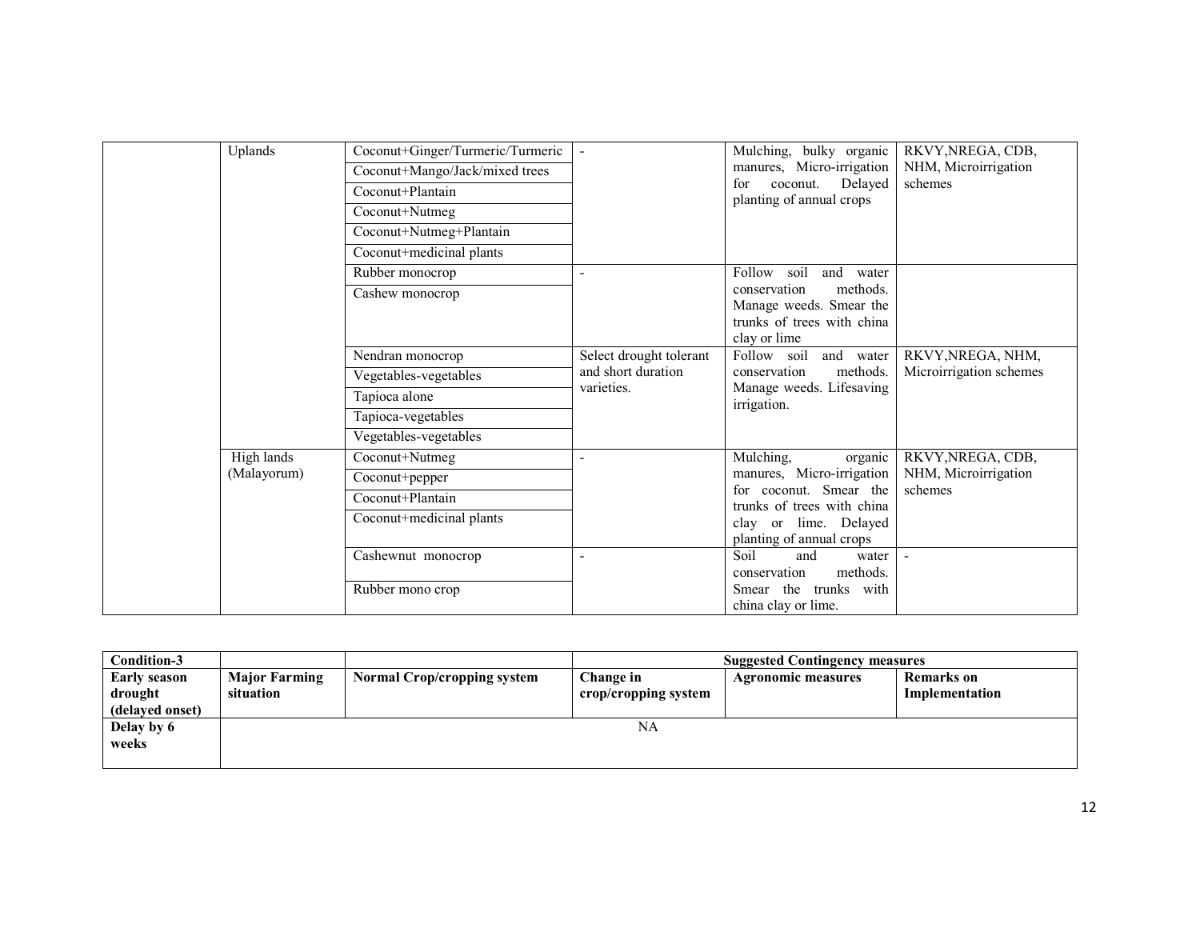| | | | | | |
|---|---|---|---|---|---|
| | Uplands | Coconut+Ginger/Turmeric/Turmeric | - | Mulching, bulky organic manures, Micro-irrigation for coconut. Delayed planting of annual crops | RKVY,NREGA, CDB, NHM, Microirrigation schemes |
| | | Coconut+Mango/Jack/mixed trees | | | |
| | | Coconut+Plantain | | | |
| | | Coconut+Nutmeg | | | |
| | | Coconut+Nutmeg+Plantain | | | |
| | | Coconut+medicinal plants | | | |
| | | Rubber monocrop | - | Follow soil and water conservation methods. Manage weeds. Smear the trunks of trees with china clay or lime | |
| | | Cashew monocrop | | | |
| | | Nendran monocrop | Select drought tolerant and short duration varieties. | Follow soil and water conservation methods. Manage weeds. Lifesaving irrigation. | RKVY,NREGA, NHM, Microirrigation schemes |
| | | Vegetables-vegetables | | | |
| | | Tapioca alone | | | |
| | | Tapioca-vegetables | | | |
| | | Vegetables-vegetables | | | |
| | High lands (Malayorum) | Coconut+Nutmeg | - | Mulching, organic manures, Micro-irrigation for coconut. Smear the trunks of trees with china clay or lime. Delayed planting of annual crops | RKVY,NREGA, CDB, NHM, Microirrigation schemes |
| | | Coconut+pepper | | | |
| | | Coconut+Plantain | | | |
| | | Coconut+medicinal plants | | | |
| | | Cashewnut monocrop | - | Soil and water conservation methods. Smear the trunks with china clay or lime. | - |
| | | Rubber mono crop | | | |

| Condition-3 | | | Suggested Contingency measures | | |
|---|---|---|---|---|---|
| **Early season drought (delayed onset)** | **Major Farming situation** | **Normal Crop/cropping system** | **Change in crop/cropping system** | **Agronomic measures** | **Remarks on Implementation** |
| **Delay by 6 weeks** | NA | | | | |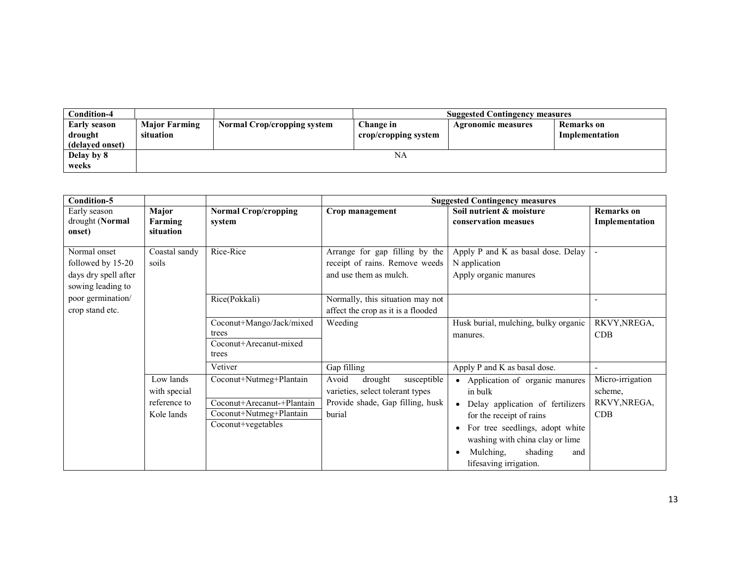| Condition-4 | | | Suggested Contingency measures | | |
|---|---|---|---|---|---|
| **Early season drought (delayed onset)** | **Major Farming situation** | **Normal Crop/cropping system** | **Change in crop/cropping system** | **Agronomic measures** | **Remarks on Implementation** |
| **Delay by 8 weeks** | NA | | | | |

| Condition-5 | | | Suggested Contingency measures | | |
|---|---|---|---|---|---|
| Early season drought (**Normal onset**) | **Major Farming situation** | **Normal Crop/cropping system** | **Crop management** | **Soil nutrient & moisture conservation measues** | **Remarks on Implementation** |
| Normal onset followed by 15-20 days dry spell after sowing leading to poor germination/ crop stand etc. | Coastal sandy soils | Rice-Rice | Arrange for gap filling by the receipt of rains. Remove weeds and use them as mulch. | Apply P and K as basal dose. Delay N application<br>Apply organic manures | - |
| | | Rice(Pokkali) | Normally, this situation may not affect the crop as it is a flooded | | - |
| | | Coconut+Mango/Jack/mixed trees<br>Coconut+Arecanut-mixed trees | Weeding | Husk burial, mulching, bulky organic manures. | RKVY,NREGA, CDB |
| | | Vetiver | Gap filling | Apply P and K as basal dose. | - |
| | Low lands with special reference to Kole lands | Coconut+Nutmeg+Plantain<br>Coconut+Arecanut-+Plantain<br>Coconut+Nutmeg+Plantain<br>Coconut+vegetables | Avoid drought susceptible varieties, select tolerant types<br>Provide shade, Gap filling, husk burial | • Application of organic manures in bulk<br>• Delay application of fertilizers for the receipt of rains<br>• For tree seedlings, adopt white washing with china clay or lime<br>• Mulching, shading and lifesaving irrigation. | Micro-irrigation scheme, RKVY,NREGA, CDB |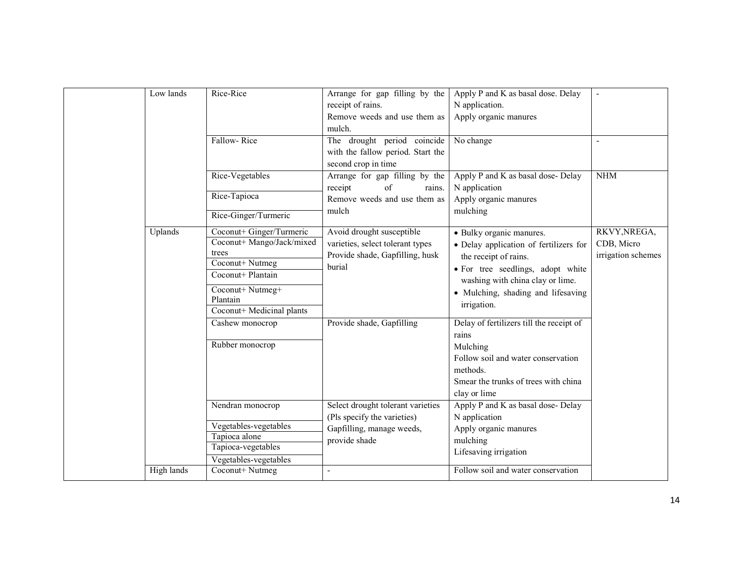| | | | | | |
|---|---|---|---|---|---|
| | Low lands | Rice-Rice | Arrange for gap filling by the receipt of rains.<br>Remove weeds and use them as mulch. | Apply P and K as basal dose. Delay N application.<br>Apply organic manures | - |
| | | Fallow- Rice | The drought period coincide with the fallow period. Start the second crop in time | No change | - |
| | | Rice-Vegetables | Arrange for gap filling by the receipt of rains.<br>Remove weeds and use them as mulch | Apply P and K as basal dose- Delay N application<br>Apply organic manures<br>mulching | NHM |
| | | Rice-Tapioca | | | |
| | | Rice-Ginger/Turmeric | | | |
| | Uplands | Coconut+ Ginger/Turmeric | Avoid drought susceptible varieties, select tolerant types<br>Provide shade, Gapfilling, husk burial | • Bulky organic manures.<br>• Delay application of fertilizers for the receipt of rains.<br>• For tree seedlings, adopt white washing with china clay or lime.<br>• Mulching, shading and lifesaving irrigation. | RKVY,NREGA, CDB, Micro irrigation schemes |
| | | Coconut+ Mango/Jack/mixed trees | | | |
| | | Coconut+ Nutmeg | | | |
| | | Coconut+ Plantain | | | |
| | | Coconut+ Nutmeg+ Plantain | | | |
| | | Coconut+ Medicinal plants | | | |
| | | Cashew monocrop | Provide shade, Gapfilling | Delay of fertilizers till the receipt of rains<br>Mulching<br>Follow soil and water conservation methods.<br>Smear the trunks of trees with china clay or lime | |
| | | Rubber monocrop | | | |
| | | Nendran monocrop | Select drought tolerant varieties (Pls specify the varieties)<br>Gapfilling, manage weeds, provide shade | Apply P and K as basal dose- Delay N application<br>Apply organic manures<br>mulching<br>Lifesaving irrigation | |
| | | Vegetables-vegetables | | | |
| | | Tapioca alone | | | |
| | | Tapioca-vegetables | | | |
| | | Vegetables-vegetables | | | |
| | High lands | Coconut+ Nutmeg | - | Follow soil and water conservation | |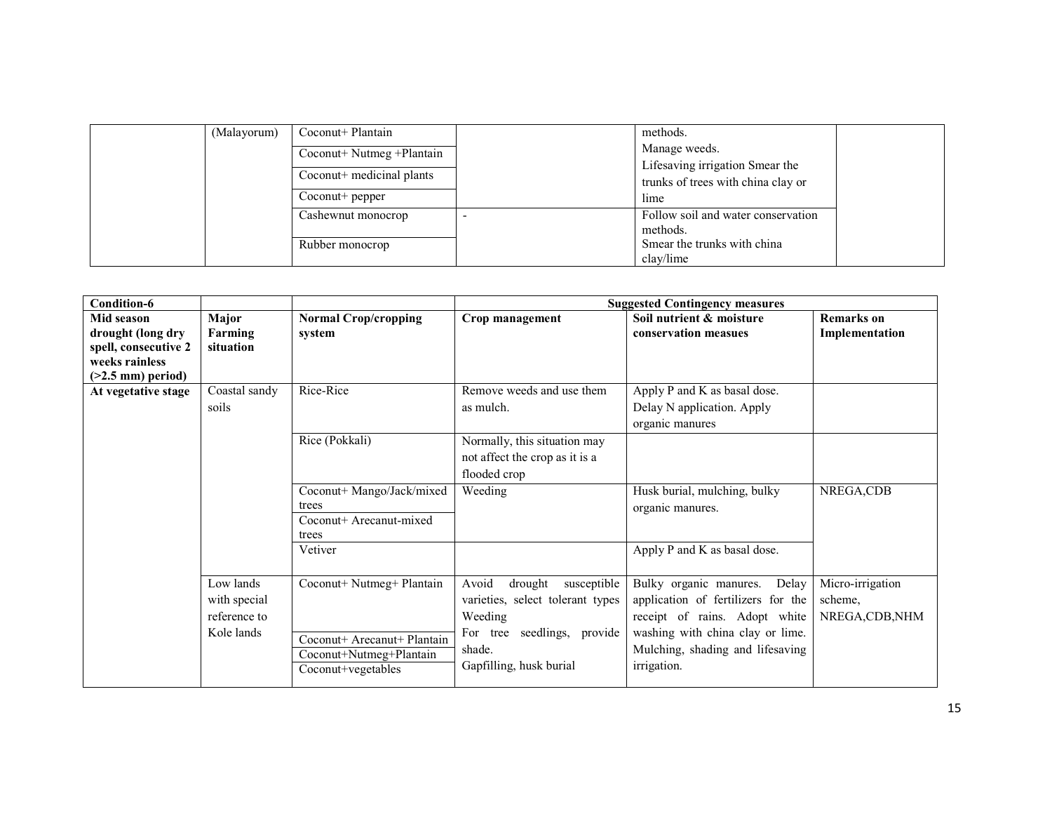| | (Malayorum) | Coconut+ Plantain | | methods. Manage weeds. Lifesaving irrigation Smear the trunks of trees with china clay or lime | |
|---|---|---|---|---|---|
| | | Coconut+ Nutmeg +Plantain | | | |
| | | Coconut+ medicinal plants | | | |
| | | Coconut+ pepper | | | |
| | | Cashewnut monocrop | - | Follow soil and water conservation methods. Smear the trunks with china clay/lime | |
| | | Rubber monocrop | | | |

| Condition-6 | | | Suggested Contingency measures | | |
|---|---|---|---|---|---|
| **Mid season drought (long dry spell, consecutive 2 weeks rainless (>2.5 mm) period)** | **Major Farming situation** | **Normal Crop/cropping system** | **Crop management** | **Soil nutrient & moisture conservation measues** | **Remarks on Implementation** |
| **At vegetative stage** | Coastal sandy soils | Rice-Rice | Remove weeds and use them as mulch. | Apply P and K as basal dose. Delay N application. Apply organic manures | |
| | | Rice (Pokkali) | Normally, this situation may not affect the crop as it is a flooded crop | | |
| | | Coconut+ Mango/Jack/mixed trees | Weeding | Husk burial, mulching, bulky organic manures. | NREGA,CDB |
| | | Coconut+ Arecanut-mixed trees | | | |
| | | Vetiver | | Apply P and K as basal dose. | |
| | Low lands with special reference to Kole lands | Coconut+ Nutmeg+ Plantain | Avoid drought susceptible varieties, select tolerant types Weeding For tree seedlings, provide shade. Gapfilling, husk burial | Bulky organic manures. Delay application of fertilizers for the receipt of rains. Adopt white washing with china clay or lime. Mulching, shading and lifesaving irrigation. | Micro-irrigation scheme, NREGA,CDB,NHM |
| | | Coconut+ Arecanut+ Plantain | | | |
| | | Coconut+Nutmeg+Plantain | | | |
| | | Coconut+vegetables | | | |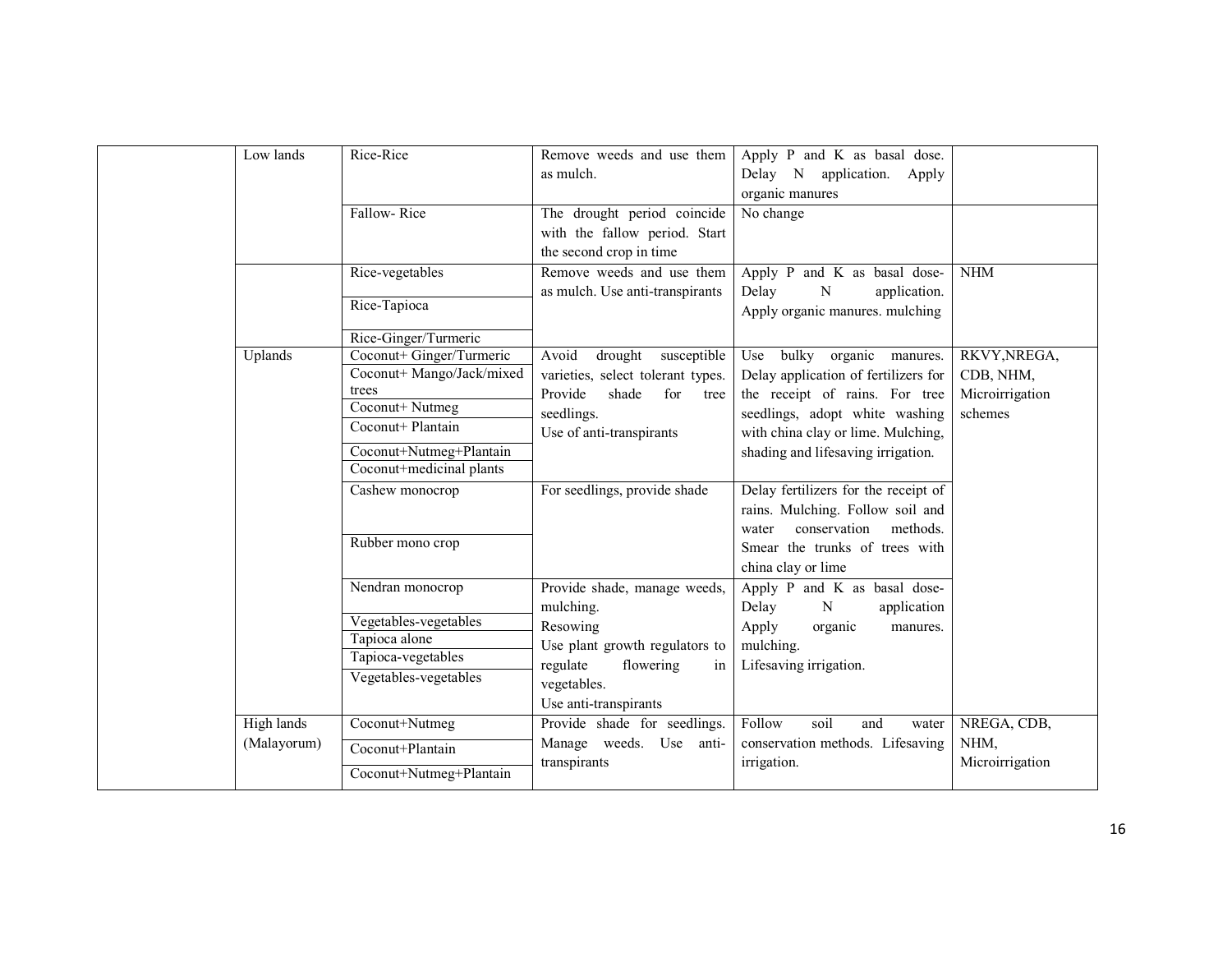| | | | | | |
|---|---|---|---|---|---|
| | Low lands | Rice-Rice | Remove weeds and use them as mulch. | Apply P and K as basal dose. Delay N application. Apply organic manures | |
| | | Fallow- Rice | The drought period coincide with the fallow period. Start the second crop in time | No change | |
| | | Rice-vegetables | Remove weeds and use them as mulch. Use anti-transpirants | Apply P and K as basal dose- Delay N application. Apply organic manures. mulching | NHM |
| | | Rice-Tapioca | | | |
| | | Rice-Ginger/Turmeric | | | |
| | Uplands | Coconut+ Ginger/Turmeric | Avoid drought susceptible varieties, select tolerant types. Provide shade for tree seedlings. Use of anti-transpirants | Use bulky organic manures. Delay application of fertilizers for the receipt of rains. For tree seedlings, adopt white washing with china clay or lime. Mulching, shading and lifesaving irrigation. | RKVY,NREGA, CDB, NHM, Microirrigation schemes |
| | | Coconut+ Mango/Jack/mixed trees | | | |
| | | Coconut+ Nutmeg | | | |
| | | Coconut+ Plantain | | | |
| | | Coconut+Nutmeg+Plantain | | | |
| | | Coconut+medicinal plants | | | |
| | | Cashew monocrop | For seedlings, provide shade | Delay fertilizers for the receipt of rains. Mulching. Follow soil and water conservation methods. Smear the trunks of trees with china clay or lime | |
| | | Rubber mono crop | | | |
| | | Nendran monocrop | Provide shade, manage weeds, mulching. Resowing Use plant growth regulators to regulate flowering in vegetables. Use anti-transpirants | Apply P and K as basal dose- Delay N application Apply organic manures. mulching. Lifesaving irrigation. | |
| | | Vegetables-vegetables | | | |
| | | Tapioca alone | | | |
| | | Tapioca-vegetables | | | |
| | | Vegetables-vegetables | | | |
| | High lands (Malayorum) | Coconut+Nutmeg | Provide shade for seedlings. Manage weeds. Use anti-transpirants | Follow soil and water conservation methods. Lifesaving irrigation. | NREGA, CDB, NHM, Microirrigation |
| | | Coconut+Plantain | | | |
| | | Coconut+Nutmeg+Plantain | | | |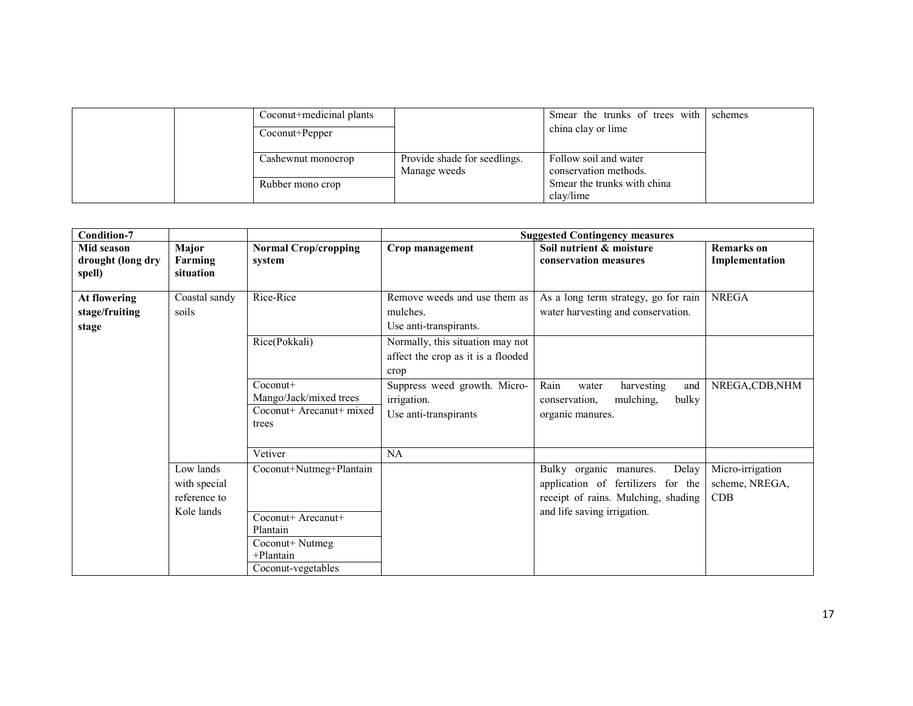| | | | | | |
|---|---|---|---|---|---|
| | | Coconut+medicinal plants | | Smear the trunks of trees with china clay or lime | schemes |
| | | Coconut+Pepper | | | |
| | | Cashewnut monocrop | Provide shade for seedlings. Manage weeds | Follow soil and water conservation methods. Smear the trunks with china clay/lime | |
| | | Rubber mono crop | | | |

| Condition-7 | | | Suggested Contingency measures | | |
|---|---|---|---|---|---|
| **Mid season drought (long dry spell)** | **Major Farming situation** | **Normal Crop/cropping system** | **Crop management** | **Soil nutrient & moisture conservation measures** | **Remarks on Implementation** |
| **At flowering stage/fruiting stage** | Coastal sandy soils | Rice-Rice | Remove weeds and use them as mulches. Use anti-transpirants. | As a long term strategy, go for rain water harvesting and conservation. | NREGA |
| | | Rice(Pokkali) | Normally, this situation may not affect the crop as it is a flooded crop | | |
| | | Coconut+ Mango/Jack/mixed trees | Suppress weed growth. Micro-irrigation. Use anti-transpirants | Rain water harvesting and conservation, mulching, bulky organic manures. | NREGA,CDB,NHM |
| | | Coconut+ Arecanut+ mixed trees | | | |
| | | Vetiver | NA | | |
| | Low lands with special reference to Kole lands | Coconut+Nutmeg+Plantain | | Bulky organic manures. Delay application of fertilizers for the receipt of rains. Mulching, shading and life saving irrigation. | Micro-irrigation scheme, NREGA, CDB |
| | | Coconut+ Arecanut+ Plantain | | | |
| | | Coconut+ Nutmeg +Plantain | | | |
| | | Coconut-vegetables | | | |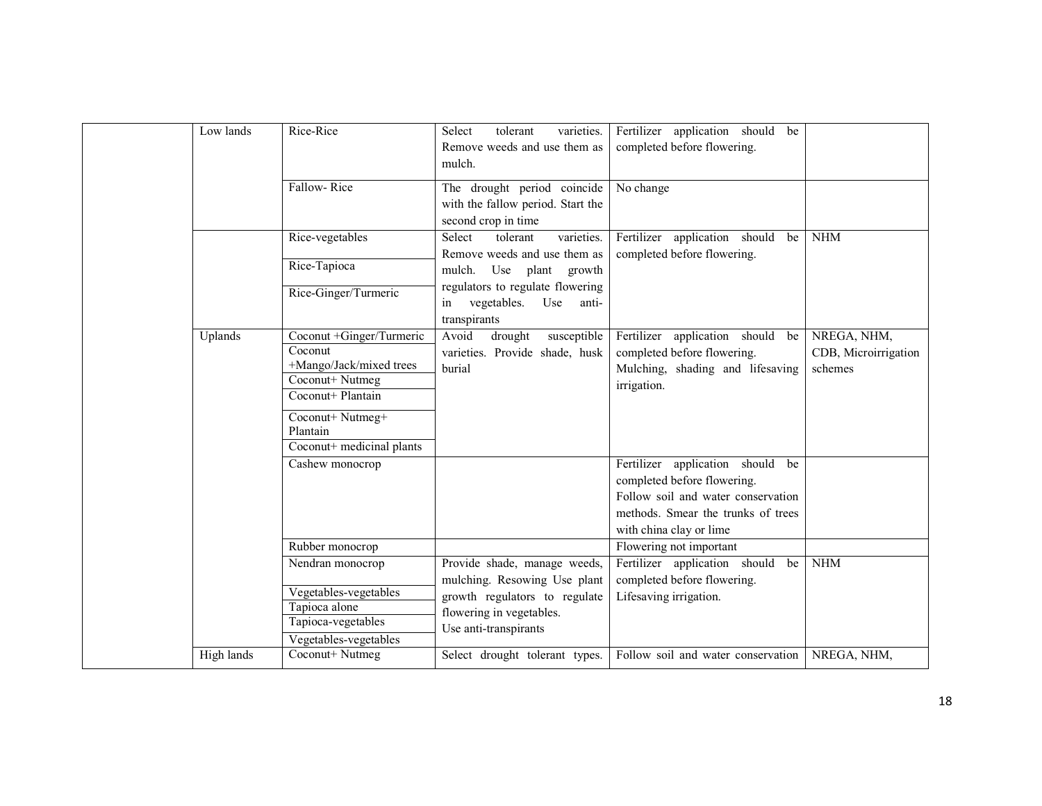| | | | | | |
|---|---|---|---|---|---|
| | Low lands | Rice-Rice | Select tolerant varieties. Remove weeds and use them as mulch. | Fertilizer application should be completed before flowering. | |
| | | Fallow- Rice | The drought period coincide with the fallow period. Start the second crop in time | No change | |
| | | Rice-vegetables | Select tolerant varieties. Remove weeds and use them as mulch. Use plant growth regulators to regulate flowering in vegetables. Use anti-transpirants | Fertilizer application should be completed before flowering. | NHM |
| | | Rice-Tapioca | | | |
| | | Rice-Ginger/Turmeric | | | |
| | Uplands | Coconut +Ginger/Turmeric | Avoid drought susceptible varieties. Provide shade, husk burial | Fertilizer application should be completed before flowering. Mulching, shading and lifesaving irrigation. | NREGA, NHM, CDB, Microirrigation schemes |
| | | Coconut +Mango/Jack/mixed trees | | | |
| | | Coconut+ Nutmeg | | | |
| | | Coconut+ Plantain | | | |
| | | Coconut+ Nutmeg+ Plantain | | | |
| | | Coconut+ medicinal plants | | | |
| | | Cashew monocrop | | Fertilizer application should be completed before flowering. Follow soil and water conservation methods. Smear the trunks of trees with china clay or lime | |
| | | Rubber monocrop | | Flowering not important | |
| | | Nendran monocrop | Provide shade, manage weeds, mulching. Resowing Use plant growth regulators to regulate flowering in vegetables. Use anti-transpirants | Fertilizer application should be completed before flowering. Lifesaving irrigation. | NHM |
| | | Vegetables-vegetables | | | |
| | | Tapioca alone | | | |
| | | Tapioca-vegetables | | | |
| | | Vegetables-vegetables | | | |
| | High lands | Coconut+ Nutmeg | Select drought tolerant types. | Follow soil and water conservation | NREGA, NHM, |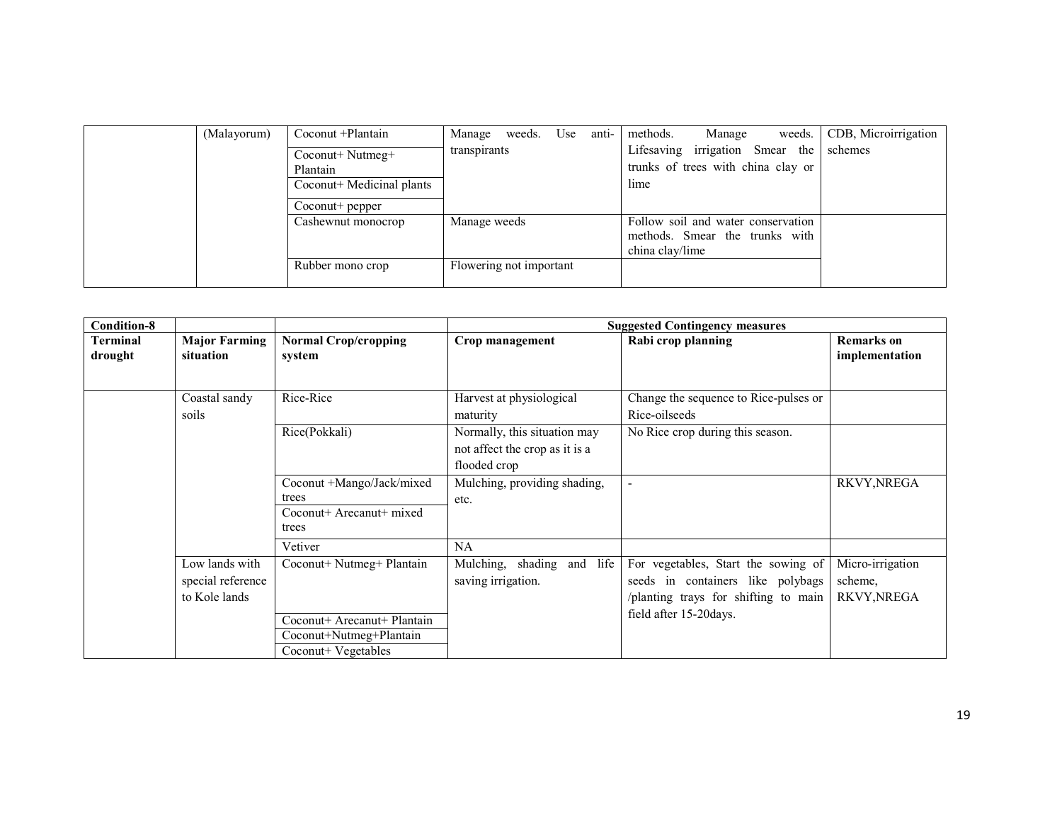| | (Malayorum) | Coconut +Plantain | Manage weeds. Use anti-transpirants | methods. Manage weeds. Lifesaving irrigation Smear the trunks of trees with china clay or lime | CDB, Microirrigation schemes |
|---|---|---|---|---|---|
| | | Coconut+ Nutmeg+ Plantain | | | |
| | | Coconut+ Medicinal plants | | | |
| | | Coconut+ pepper | | | |
| | | Cashewnut monocrop | Manage weeds | Follow soil and water conservation methods. Smear the trunks with china clay/lime | |
| | | Rubber mono crop | Flowering not important | | |

| Condition-8 | | | Suggested Contingency measures | | |
|---|---|---|---|---|---|
| **Terminal drought** | **Major Farming situation** | **Normal Crop/cropping system** | **Crop management** | **Rabi crop planning** | **Remarks on implementation** |
| | Coastal sandy soils | Rice-Rice | Harvest at physiological maturity | Change the sequence to Rice-pulses or Rice-oilseeds | |
| | | Rice(Pokkali) | Normally, this situation may not affect the crop as it is a flooded crop | No Rice crop during this season. | |
| | | Coconut +Mango/Jack/mixed trees | Mulching, providing shading, etc. | - | RKVY,NREGA |
| | | Coconut+ Arecanut+ mixed trees | | | |
| | | Vetiver | NA | | |
| | Low lands with special reference to Kole lands | Coconut+ Nutmeg+ Plantain | Mulching, shading and life saving irrigation. | For vegetables, Start the sowing of seeds in containers like polybags /planting trays for shifting to main field after 15-20days. | Micro-irrigation scheme, RKVY,NREGA |
| | | Coconut+ Arecanut+ Plantain | | | |
| | | Coconut+Nutmeg+Plantain | | | |
| | | Coconut+ Vegetables | | | |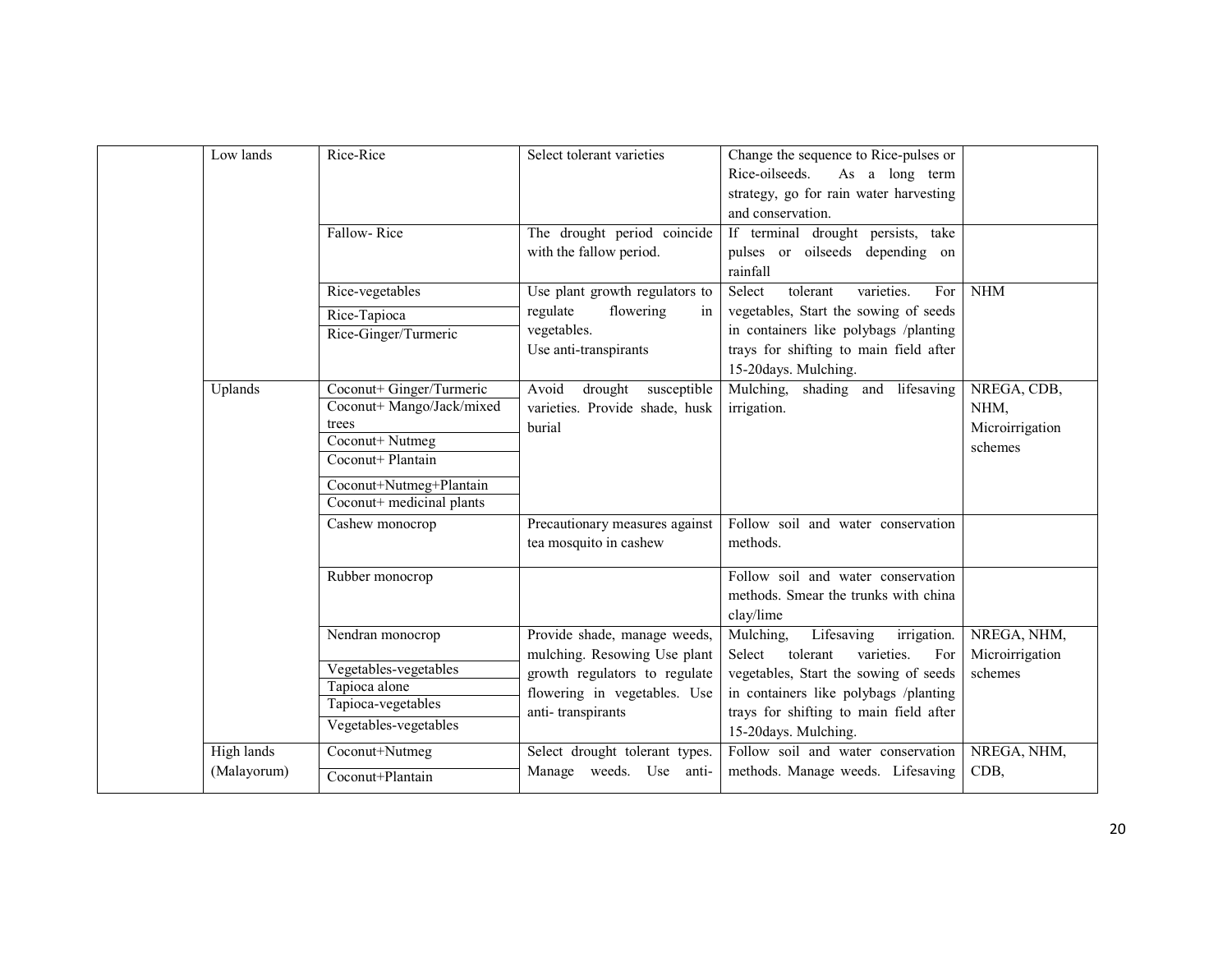|  | Low lands | Rice-Rice | Select tolerant varieties | Change the sequence to Rice-pulses or Rice-oilseeds. As a long term strategy, go for rain water harvesting and conservation. |  |
|---|---|---|---|---|---|
|  |  | Fallow- Rice | The drought period coincide with the fallow period. | If terminal drought persists, take pulses or oilseeds depending on rainfall |  |
|  |  | Rice-vegetables<br>Rice-Tapioca<br>Rice-Ginger/Turmeric | Use plant growth regulators to regulate flowering in vegetables.<br>Use anti-transpirants | Select tolerant varieties. For vegetables, Start the sowing of seeds in containers like polybags /planting trays for shifting to main field after 15-20days. Mulching. | NHM |
|  | Uplands | Coconut+ Ginger/Turmeric<br>Coconut+ Mango/Jack/mixed trees<br>Coconut+ Nutmeg<br>Coconut+ Plantain<br>Coconut+Nutmeg+Plantain<br>Coconut+ medicinal plants | Avoid drought susceptible varieties. Provide shade, husk burial | Mulching, shading and lifesaving irrigation. | NREGA, CDB, NHM, Microirrigation schemes |
|  |  | Cashew monocrop | Precautionary measures against tea mosquito in cashew | Follow soil and water conservation methods. |  |
|  |  | Rubber monocrop |  | Follow soil and water conservation methods. Smear the trunks with china clay/lime |  |
|  |  | Nendran monocrop<br>Vegetables-vegetables<br>Tapioca alone<br>Tapioca-vegetables<br>Vegetables-vegetables | Provide shade, manage weeds, mulching. Resowing Use plant growth regulators to regulate flowering in vegetables. Use anti- transpirants | Mulching, Lifesaving irrigation. Select tolerant varieties. For vegetables, Start the sowing of seeds in containers like polybags /planting trays for shifting to main field after 15-20days. Mulching. | NREGA, NHM, Microirrigation schemes |
|  | High lands (Malayorum) | Coconut+Nutmeg<br>Coconut+Plantain | Select drought tolerant types. Manage weeds. Use anti- | Follow soil and water conservation methods. Manage weeds. Lifesaving | NREGA, NHM, CDB, |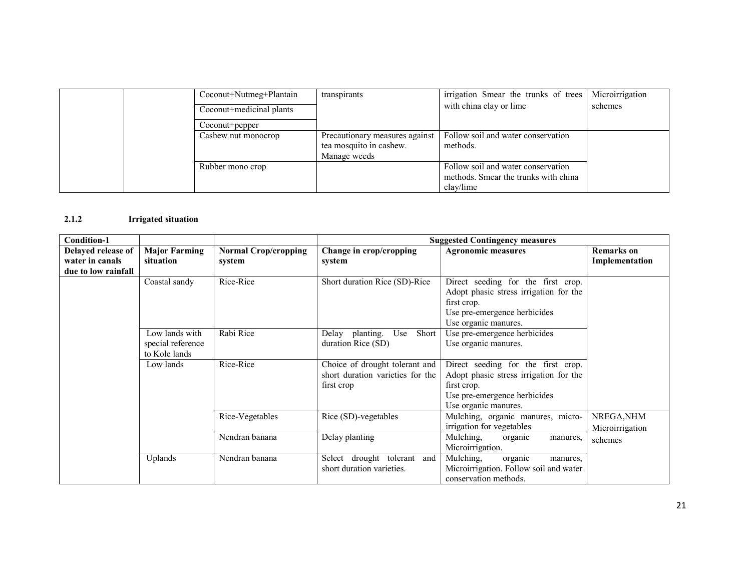| | | Coconut+Nutmeg+Plantain | transpirants | irrigation Smear the trunks of trees with china clay or lime | Microirrigation schemes |
|---|---|---|---|---|---|
| | | Coconut+medicinal plants | | | |
| | | Coconut+pepper | | | |
| | | Cashew nut monocrop | Precautionary measures against tea mosquito in cashew. Manage weeds | Follow soil and water conservation methods. | |
| | | Rubber mono crop | | Follow soil and water conservation methods. Smear the trunks with china clay/lime | |

### 2.1.2 Irrigated situation

| Condition-1 | | | Suggested Contingency measures | | |
|---|---|---|---|---|---|
| Delayed release of water in canals due to low rainfall | Major Farming situation | Normal Crop/cropping system | Change in crop/cropping system | Agronomic measures | Remarks on Implementation |
| | Coastal sandy | Rice-Rice | Short duration Rice (SD)-Rice | Direct seeding for the first crop. Adopt phasic stress irrigation for the first crop. Use pre-emergence herbicides Use organic manures. | |
| | Low lands with special reference to Kole lands | Rabi Rice | Delay planting. Use Short duration Rice (SD) | Use pre-emergence herbicides Use organic manures. | |
| | Low lands | Rice-Rice | Choice of drought tolerant and short duration varieties for the first crop | Direct seeding for the first crop. Adopt phasic stress irrigation for the first crop. Use pre-emergence herbicides Use organic manures. | |
| | | Rice-Vegetables | Rice (SD)-vegetables | Mulching, organic manures, micro-irrigation for vegetables | NREGA,NHM Microirrigation schemes |
| | | Nendran banana | Delay planting | Mulching, organic manures, Microirrigation. | |
| | Uplands | Nendran banana | Select drought tolerant and short duration varieties. | Mulching, organic manures, Microirrigation. Follow soil and water conservation methods. | |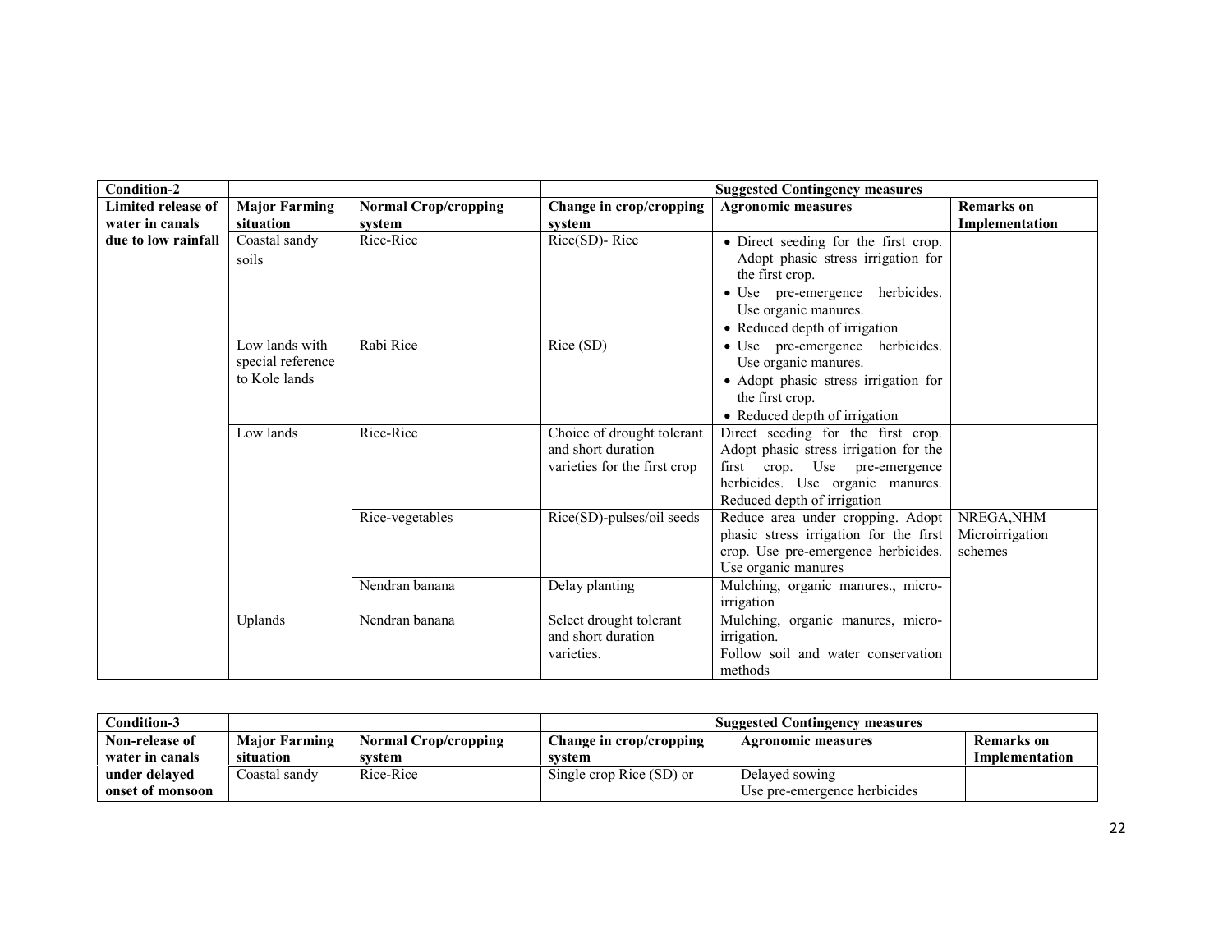| Condition-2 | | | Suggested Contingency measures | | |
|---|---|---|---|---|---|
| **Limited release of water in canals due to low rainfall** | **Major Farming situation** | **Normal Crop/cropping system** | **Change in crop/cropping system** | **Agronomic measures** | **Remarks on Implementation** |
| | Coastal sandy soils | Rice-Rice | Rice(SD)- Rice | • Direct seeding for the first crop. Adopt phasic stress irrigation for the first crop.<br>• Use pre-emergence herbicides. Use organic manures.<br>• Reduced depth of irrigation | |
| | Low lands with special reference to Kole lands | Rabi Rice | Rice (SD) | • Use pre-emergence herbicides. Use organic manures.<br>• Adopt phasic stress irrigation for the first crop.<br>• Reduced depth of irrigation | |
| | Low lands | Rice-Rice | Choice of drought tolerant and short duration varieties for the first crop | Direct seeding for the first crop. Adopt phasic stress irrigation for the first crop. Use pre-emergence herbicides. Use organic manures. Reduced depth of irrigation | |
| | | Rice-vegetables | Rice(SD)-pulses/oil seeds | Reduce area under cropping. Adopt phasic stress irrigation for the first crop. Use pre-emergence herbicides. Use organic manures | NREGA,NHM Microirrigation schemes |
| | | Nendran banana | Delay planting | Mulching, organic manures., micro-irrigation | |
| | Uplands | Nendran banana | Select drought tolerant and short duration varieties. | Mulching, organic manures, micro-irrigation.<br>Follow soil and water conservation methods | |

| Condition-3 | | | Suggested Contingency measures | | |
|---|---|---|---|---|---|
| **Non-release of water in canals under delayed onset of monsoon** | **Major Farming situation** | **Normal Crop/cropping system** | **Change in crop/cropping system** | **Agronomic measures** | **Remarks on Implementation** |
| | Coastal sandy | Rice-Rice | Single crop Rice (SD) or | Delayed sowing<br>Use pre-emergence herbicides | |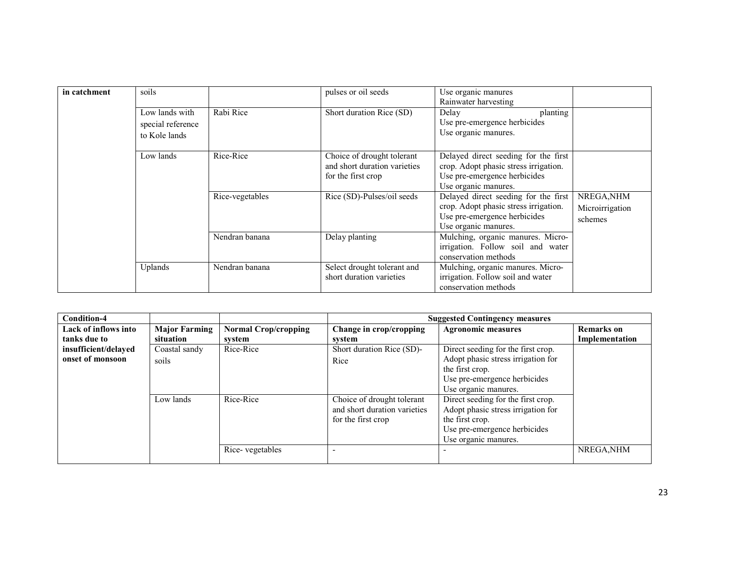| in catchment | soils | | pulses or oil seeds | Use organic manures<br>Rainwater harvesting | |
|---|---|---|---|---|---|
| | Low lands with special reference to Kole lands | Rabi Rice | Short duration Rice (SD) | Delay planting<br>Use pre-emergence herbicides<br>Use organic manures. | |
| | Low lands | Rice-Rice | Choice of drought tolerant and short duration varieties for the first crop | Delayed direct seeding for the first crop. Adopt phasic stress irrigation.<br>Use pre-emergence herbicides<br>Use organic manures. | |
| | | Rice-vegetables | Rice (SD)-Pulses/oil seeds | Delayed direct seeding for the first crop. Adopt phasic stress irrigation.<br>Use pre-emergence herbicides<br>Use organic manures. | NREGA,NHM Microirrigation schemes |
| | | Nendran banana | Delay planting | Mulching, organic manures. Micro-irrigation. Follow soil and water conservation methods | |
| | Uplands | Nendran banana | Select drought tolerant and short duration varieties | Mulching, organic manures. Micro-irrigation. Follow soil and water conservation methods | |

| **Condition-4** | | | **Suggested Contingency measures** | | |
|---|---|---|---|---|---|
| **Lack of inflows into tanks due to insufficient/delayed onset of monsoon** | **Major Farming situation** | **Normal Crop/cropping system** | **Change in crop/cropping system** | **Agronomic measures** | **Remarks on Implementation** |
| | Coastal sandy soils | Rice-Rice | Short duration Rice (SD)-Rice | Direct seeding for the first crop.<br>Adopt phasic stress irrigation for the first crop.<br>Use pre-emergence herbicides<br>Use organic manures. | |
| | Low lands | Rice-Rice | Choice of drought tolerant and short duration varieties for the first crop | Direct seeding for the first crop.<br>Adopt phasic stress irrigation for the first crop.<br>Use pre-emergence herbicides<br>Use organic manures. | |
| | | Rice- vegetables | - | - | NREGA,NHM |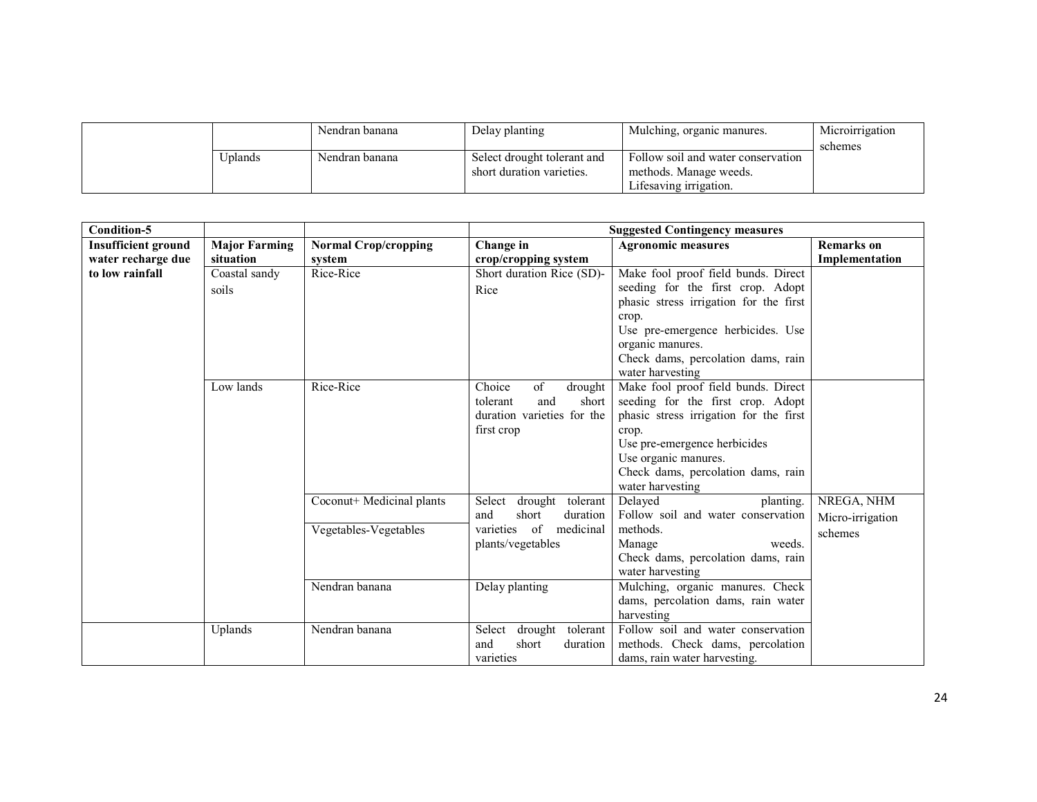| | | | | | |
|---|---|---|---|---|---|
| | | Nendran banana | Delay planting | Mulching, organic manures. | Microirrigation schemes |
| | Uplands | Nendran banana | Select drought tolerant and short duration varieties. | Follow soil and water conservation methods. Manage weeds. Lifesaving irrigation. | |

| Condition-5 | | | Suggested Contingency measures | | |
|---|---|---|---|---|---|
| Insufficient ground water recharge due to low rainfall | Major Farming situation | Normal Crop/cropping system | Change in crop/cropping system | Agronomic measures | Remarks on Implementation |
| | Coastal sandy soils | Rice-Rice | Short duration Rice (SD)-Rice | Make fool proof field bunds. Direct seeding for the first crop. Adopt phasic stress irrigation for the first crop.<br>Use pre-emergence herbicides. Use organic manures.<br>Check dams, percolation dams, rain water harvesting | |
| | Low lands | Rice-Rice | Choice of drought tolerant and short duration varieties for the first crop | Make fool proof field bunds. Direct seeding for the first crop. Adopt phasic stress irrigation for the first crop.<br>Use pre-emergence herbicides<br>Use organic manures.<br>Check dams, percolation dams, rain water harvesting | |
| | | Coconut+ Medicinal plants<br>Vegetables-Vegetables | Select drought tolerant and short duration varieties of medicinal plants/vegetables | Delayed planting. Follow soil and water conservation methods.<br>Manage weeds.<br>Check dams, percolation dams, rain water harvesting | NREGA, NHM Micro-irrigation schemes |
| | | Nendran banana | Delay planting | Mulching, organic manures. Check dams, percolation dams, rain water harvesting | |
| | Uplands | Nendran banana | Select drought tolerant and short duration varieties | Follow soil and water conservation methods. Check dams, percolation dams, rain water harvesting. | |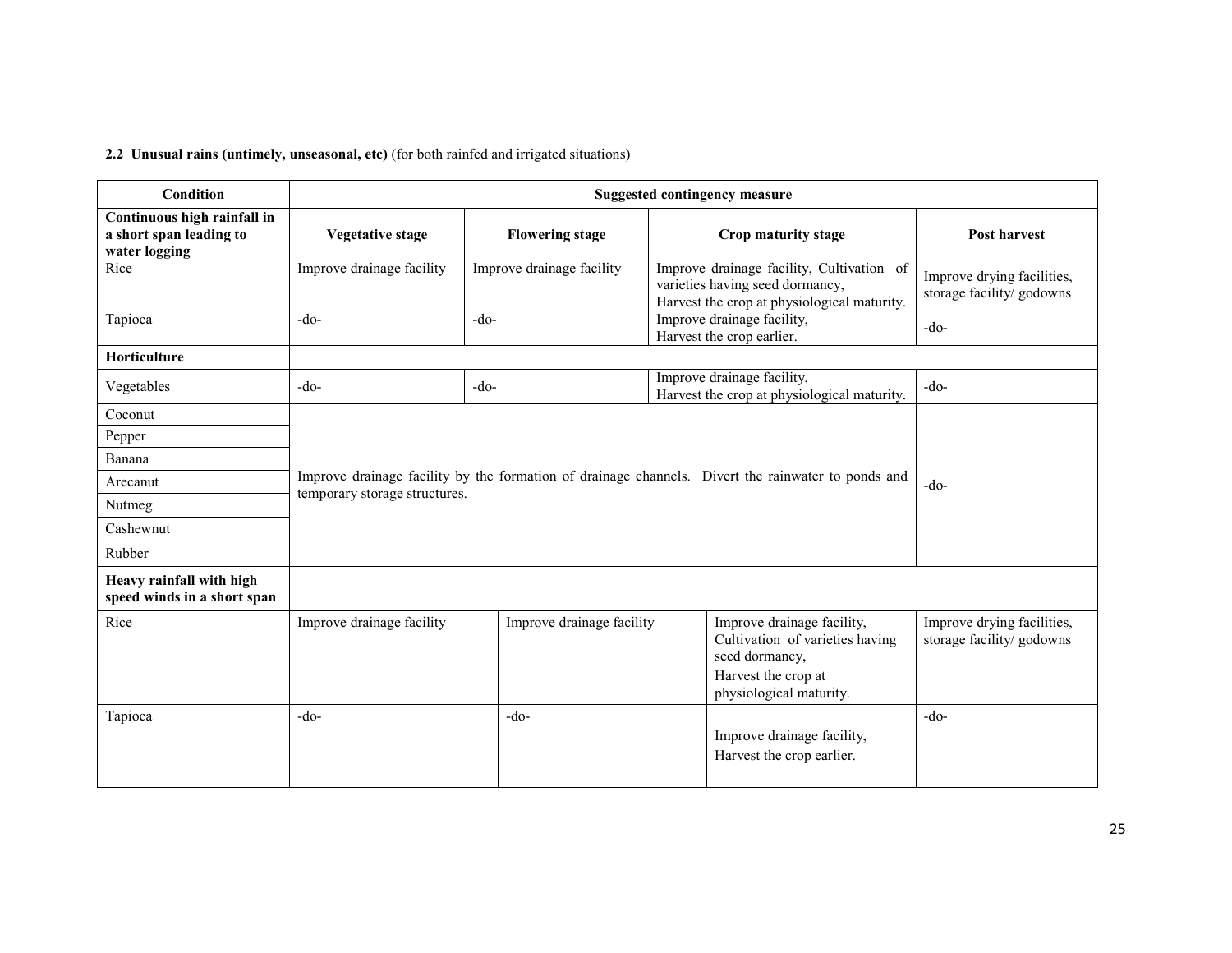**2.2 Unusual rains (untimely, unseasonal, etc)** (for both rainfed and irrigated situations)

| Condition | Suggested contingency measure | | | |
|---|---|---|---|---|
| **Continuous high rainfall in a short span leading to water logging** | **Vegetative stage** | **Flowering stage** | **Crop maturity stage** | **Post harvest** |
| Rice | Improve drainage facility | Improve drainage facility | Improve drainage facility, Cultivation of varieties having seed dormancy, Harvest the crop at physiological maturity. | Improve drying facilities, storage facility/ godowns |
| Tapioca | -do- | -do- | Improve drainage facility, Harvest the crop earlier. | -do- |
| **Horticulture** | | | | |
| Vegetables | -do- | -do- | Improve drainage facility, Harvest the crop at physiological maturity. | -do- |
| Coconut | Improve drainage facility by the formation of drainage channels. Divert the rainwater to ponds and temporary storage structures. | | | -do- |
| Pepper | | | | |
| Banana | | | | |
| Arecanut | | | | |
| Nutmeg | | | | |
| Cashewnut | | | | |
| Rubber | | | | |
| **Heavy rainfall with high speed winds in a short span** | | | | |
| Rice | Improve drainage facility | Improve drainage facility | Improve drainage facility, Cultivation of varieties having seed dormancy, Harvest the crop at physiological maturity. | Improve drying facilities, storage facility/ godowns |
| Tapioca | -do- | -do- | Improve drainage facility, Harvest the crop earlier. | -do- |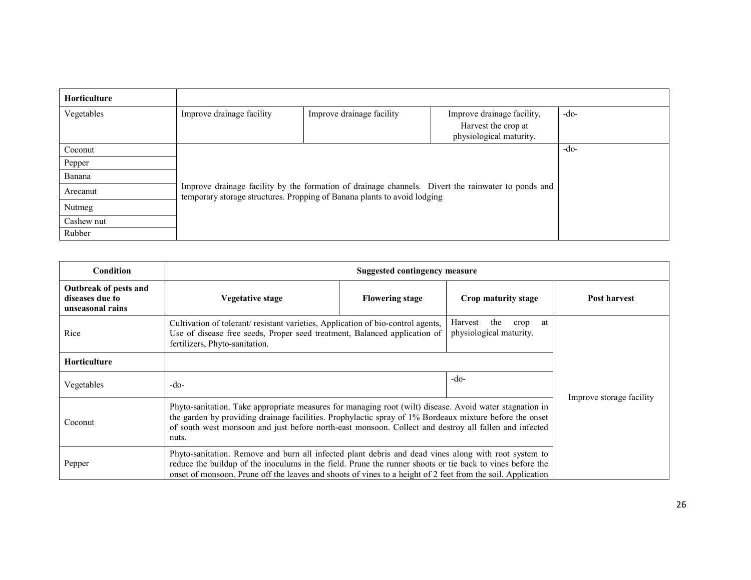| Horticulture | | | | |
|---|---|---|---|---|
| Vegetables | Improve drainage facility | Improve drainage facility | Improve drainage facility, Harvest the crop at physiological maturity. | -do- |
| Coconut | Improve drainage facility by the formation of drainage channels. Divert the rainwater to ponds and temporary storage structures. Propping of Banana plants to avoid lodging | | | -do- |
| Pepper | | | | |
| Banana | | | | |
| Arecanut | | | | |
| Nutmeg | | | | |
| Cashew nut | | | | |
| Rubber | | | | |

| Condition | Suggested contingency measure | | | |
|---|---|---|---|---|
| **Outbreak of pests and diseases due to unseasonal rains** | **Vegetative stage** | **Flowering stage** | **Crop maturity stage** | **Post harvest** |
| Rice | Cultivation of tolerant/ resistant varieties, Application of bio-control agents, Use of disease free seeds, Proper seed treatment, Balanced application of fertilizers, Phyto-sanitation. | | Harvest the crop at physiological maturity. | Improve storage facility |
| **Horticulture** | | | | |
| Vegetables | -do- | | -do- | |
| Coconut | Phyto-sanitation. Take appropriate measures for managing root (wilt) disease. Avoid water stagnation in the garden by providing drainage facilities. Prophylactic spray of 1% Bordeaux mixture before the onset of south west monsoon and just before north-east monsoon. Collect and destroy all fallen and infected nuts. | | | |
| Pepper | Phyto-sanitation. Remove and burn all infected plant debris and dead vines along with root system to reduce the buildup of the inoculums in the field. Prune the runner shoots or tie back to vines before the onset of monsoon. Prune off the leaves and shoots of vines to a height of 2 feet from the soil. Application | | | |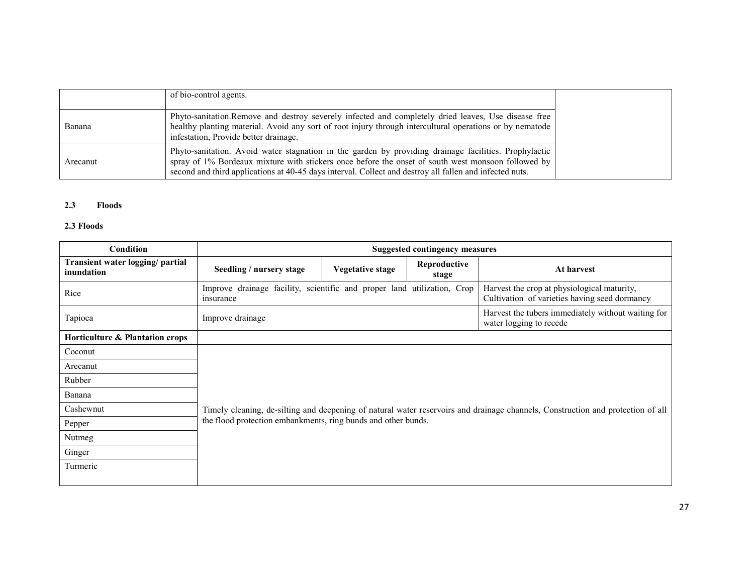| | | |
|---|---|---|
| | of bio-control agents. | |
| Banana | Phyto-sanitation.Remove and destroy severely infected and completely dried leaves, Use disease free healthy planting material. Avoid any sort of root injury through intercultural operations or by nematode infestation, Provide better drainage. | |
| Arecanut | Phyto-sanitation. Avoid water stagnation in the garden by providing drainage facilities. Prophylactic spray of 1% Bordeaux mixture with stickers once before the onset of south west monsoon followed by second and third applications at 40-45 days interval. Collect and destroy all fallen and infected nuts. | |

### 2.3 Floods

**2.3 Floods**

| Condition | Suggested contingency measures | | | |
|---|---|---|---|---|
| **Transient water logging/ partial inundation** | **Seedling / nursery stage** | **Vegetative stage** | **Reproductive stage** | **At harvest** |
| Rice | Improve drainage facility, scientific and proper land utilization, Crop insurance | | | Harvest the crop at physiological maturity, Cultivation of varieties having seed dormancy |
| Tapioca | Improve drainage | | | Harvest the tubers immediately without waiting for water logging to recede |
| **Horticulture & Plantation crops** | | | | |
| Coconut | Timely cleaning, de-silting and deepening of natural water reservoirs and drainage channels, Construction and protection of all the flood protection embankments, ring bunds and other bunds. | | | |
| Arecanut | | | | |
| Rubber | | | | |
| Banana | | | | |
| Cashewnut | | | | |
| Pepper | | | | |
| Nutmeg | | | | |
| Ginger | | | | |
| Turmeric | | | | |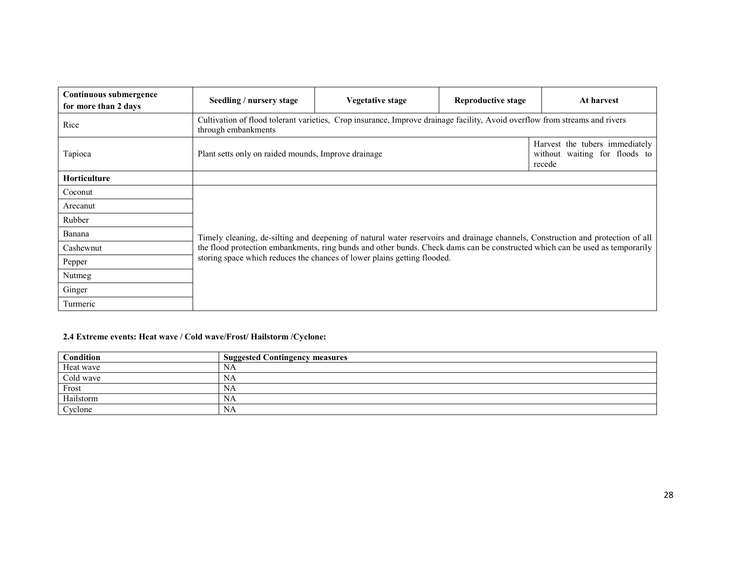| Continuous submergence for more than 2 days | Seedling / nursery stage | Vegetative stage | Reproductive stage | At harvest |
|---|---|---|---|---|
| Rice | Cultivation of flood tolerant varieties, Crop insurance, Improve drainage facility, Avoid overflow from streams and rivers through embankments | | | |
| Tapioca | Plant setts only on raided mounds, Improve drainage | | | Harvest the tubers immediately without waiting for floods to recede |
| **Horticulture** | | | | |
| Coconut | Timely cleaning, de-silting and deepening of natural water reservoirs and drainage channels, Construction and protection of all the flood protection embankments, ring bunds and other bunds. Check dams can be constructed which can be used as temporarily storing space which reduces the chances of lower plains getting flooded. | | | |
| Arecanut | | | | |
| Rubber | | | | |
| Banana | | | | |
| Cashewnut | | | | |
| Pepper | | | | |
| Nutmeg | | | | |
| Ginger | | | | |
| Turmeric | | | | |

**2.4 Extreme events: Heat wave / Cold wave/Frost/ Hailstorm /Cyclone:**

| Condition | Suggested Contingency measures |
|---|---|
| Heat wave | NA |
| Cold wave | NA |
| Frost | NA |
| Hailstorm | NA |
| Cyclone | NA |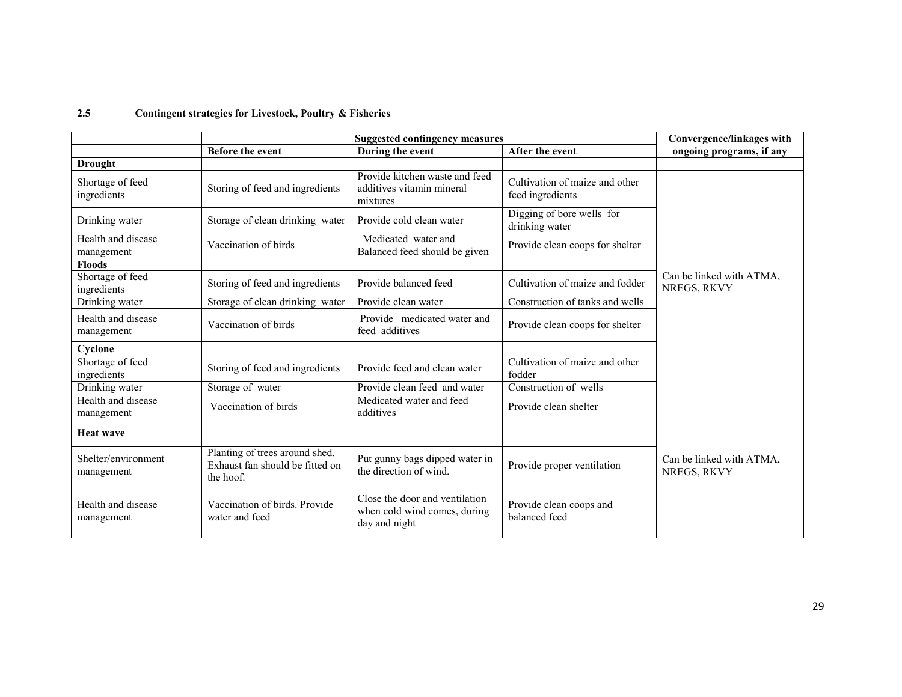### 2.5 Contingent strategies for Livestock, Poultry & Fisheries

| | Suggested contingency measures | | | Convergence/linkages with ongoing programs, if any |
|---|---|---|---|---|
| | Before the event | During the event | After the event | |
| **Drought** | | | | |
| Shortage of feed ingredients | Storing of feed and ingredients | Provide kitchen waste and feed additives vitamin mineral mixtures | Cultivation of maize and other feed ingredients | Can be linked with ATMA, NREGS, RKVY |
| Drinking water | Storage of clean drinking water | Provide cold clean water | Digging of bore wells for drinking water | |
| Health and disease management | Vaccination of birds | Medicated water and Balanced feed should be given | Provide clean coops for shelter | |
| **Floods** | | | | |
| Shortage of feed ingredients | Storing of feed and ingredients | Provide balanced feed | Cultivation of maize and fodder | |
| Drinking water | Storage of clean drinking water | Provide clean water | Construction of tanks and wells | |
| Health and disease management | Vaccination of birds | Provide medicated water and feed additives | Provide clean coops for shelter | |
| **Cyclone** | | | | |
| Shortage of feed ingredients | Storing of feed and ingredients | Provide feed and clean water | Cultivation of maize and other fodder | |
| Drinking water | Storage of water | Provide clean feed and water | Construction of wells | |
| Health and disease management | Vaccination of birds | Medicated water and feed additives | Provide clean shelter | Can be linked with ATMA, NREGS, RKVY |
| **Heat wave** | | | | |
| Shelter/environment management | Planting of trees around shed. Exhaust fan should be fitted on the hoof. | Put gunny bags dipped water in the direction of wind. | Provide proper ventilation | |
| Health and disease management | Vaccination of birds. Provide water and feed | Close the door and ventilation when cold wind comes, during day and night | Provide clean coops and balanced feed | |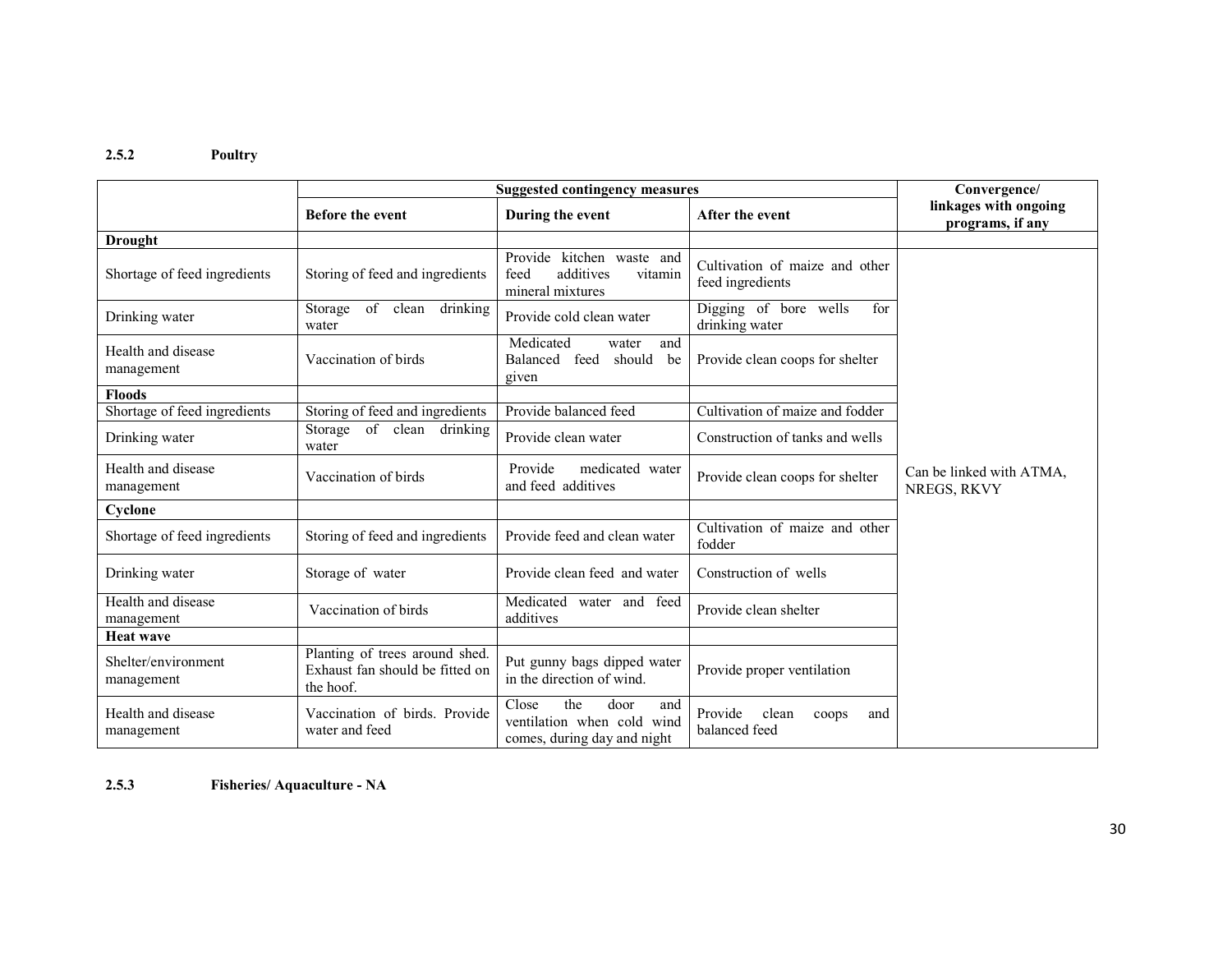**2.5.2 Poultry**

| | Suggested contingency measures | | | Convergence/ linkages with ongoing programs, if any |
|---|---|---|---|---|
| | Before the event | During the event | After the event | |
| **Drought** | | | | |
| Shortage of feed ingredients | Storing of feed and ingredients | Provide kitchen waste and feed additives vitamin mineral mixtures | Cultivation of maize and other feed ingredients | Can be linked with ATMA, NREGS, RKVY |
| Drinking water | Storage of clean drinking water | Provide cold clean water | Digging of bore wells for drinking water | |
| Health and disease management | Vaccination of birds | Medicated water and Balanced feed should be given | Provide clean coops for shelter | |
| **Floods** | | | | |
| Shortage of feed ingredients | Storing of feed and ingredients | Provide balanced feed | Cultivation of maize and fodder | |
| Drinking water | Storage of clean drinking water | Provide clean water | Construction of tanks and wells | |
| Health and disease management | Vaccination of birds | Provide medicated water and feed additives | Provide clean coops for shelter | |
| **Cyclone** | | | | |
| Shortage of feed ingredients | Storing of feed and ingredients | Provide feed and clean water | Cultivation of maize and other fodder | |
| Drinking water | Storage of water | Provide clean feed and water | Construction of wells | |
| Health and disease management | Vaccination of birds | Medicated water and feed additives | Provide clean shelter | |
| **Heat wave** | | | | |
| Shelter/environment management | Planting of trees around shed. Exhaust fan should be fitted on the hoof. | Put gunny bags dipped water in the direction of wind. | Provide proper ventilation | |
| Health and disease management | Vaccination of birds. Provide water and feed | Close the door and ventilation when cold wind comes, during day and night | Provide clean coops and balanced feed | |

**2.5.3 Fisheries/ Aquaculture - NA**